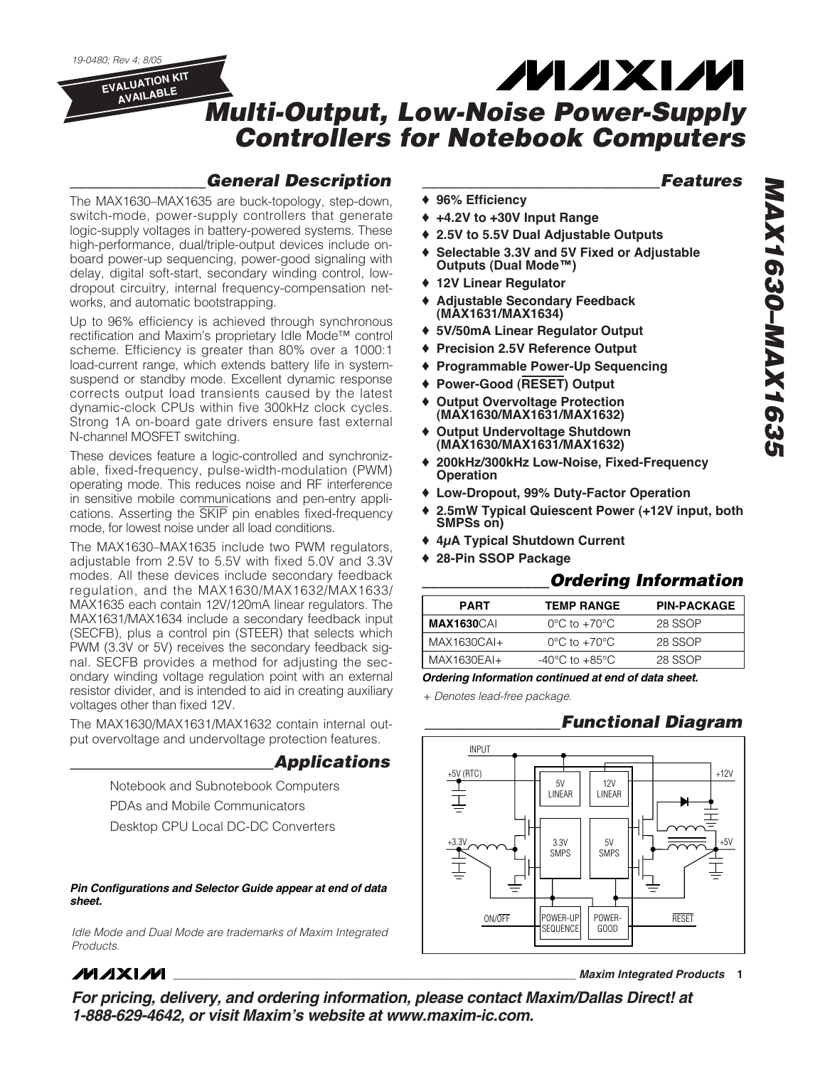19-0480; Rev 4; 8/05

EVALUATION KIT AVAILABLE

# Multi-Output, Low-Noise Power-Supply Controllers for Notebook Computers

## General Description

The MAX1630–MAX1635 are buck-topology, step-down, switch-mode, power-supply controllers that generate logic-supply voltages in battery-powered systems. These high-performance, dual/triple-output devices include on-board power-up sequencing, power-good signaling with delay, digital soft-start, secondary winding control, low-dropout circuitry, internal frequency-compensation networks, and automatic bootstrapping.

Up to 96% efficiency is achieved through synchronous rectification and Maxim's proprietary Idle Mode™ control scheme. Efficiency is greater than 80% over a 1000:1 load-current range, which extends battery life in system-suspend or standby mode. Excellent dynamic response corrects output load transients caused by the latest dynamic-clock CPUs within five 300kHz clock cycles. Strong 1A on-board gate drivers ensure fast external N-channel MOSFET switching.

These devices feature a logic-controlled and synchronizable, fixed-frequency, pulse-width-modulation (PWM) operating mode. This reduces noise and RF interference in sensitive mobile communications and pen-entry applications. Asserting the SKIP pin enables fixed-frequency mode, for lowest noise under all load conditions.

The MAX1630–MAX1635 include two PWM regulators, adjustable from 2.5V to 5.5V with fixed 5.0V and 3.3V modes. All these devices include secondary feedback regulation, and the MAX1630/MAX1632/MAX1633/MAX1635 each contain 12V/120mA linear regulators. The MAX1631/MAX1634 include a secondary feedback input (SECFB), plus a control pin (STEER) that selects which PWM (3.3V or 5V) receives the secondary feedback signal. SECFB provides a method for adjusting the secondary winding voltage regulation point with an external resistor divider, and is intended to aid in creating auxiliary voltages other than fixed 12V.

The MAX1630/MAX1631/MAX1632 contain internal output overvoltage and undervoltage protection features.

## Applications

Notebook and Subnotebook Computers

PDAs and Mobile Communicators

Desktop CPU Local DC-DC Converters

***Pin Configurations and Selector Guide appear at end of data sheet.***

*Idle Mode and Dual Mode are trademarks of Maxim Integrated Products.*

## Features

- ♦ **96% Efficiency**
- ♦ **+4.2V to +30V Input Range**
- ♦ **2.5V to 5.5V Dual Adjustable Outputs**
- ♦ **Selectable 3.3V and 5V Fixed or Adjustable Outputs (Dual Mode™)**
- ♦ **12V Linear Regulator**
- ♦ **Adjustable Secondary Feedback (MAX1631/MAX1634)**
- ♦ **5V/50mA Linear Regulator Output**
- ♦ **Precision 2.5V Reference Output**
- ♦ **Programmable Power-Up Sequencing**
- ♦ **Power-Good (RESET) Output**
- ♦ **Output Overvoltage Protection (MAX1630/MAX1631/MAX1632)**
- ♦ **Output Undervoltage Shutdown (MAX1630/MAX1631/MAX1632)**
- ♦ **200kHz/300kHz Low-Noise, Fixed-Frequency Operation**
- ♦ **Low-Dropout, 99% Duty-Factor Operation**
- ♦ **2.5mW Typical Quiescent Power (+12V input, both SMPSs on)**
- ♦ **4µA Typical Shutdown Current**
- ♦ **28-Pin SSOP Package**

## Ordering Information

| PART | TEMP RANGE | PIN-PACKAGE |
|---|---|---|
| **MAX1630**CAI | 0°C to +70°C | 28 SSOP |
| MAX1630CAI+ | 0°C to +70°C | 28 SSOP |
| MAX1630EAI+ | -40°C to +85°C | 28 SSOP |

***Ordering Information continued at end of data sheet.***

*+ Denotes lead-free package.*

## Functional Diagram

INPUT, +5V (RTC), 5V LINEAR, 12V LINEAR, +12V, +3.3V, 3.3V SMPS, 5V SMPS, +5V, ON/OFF, POWER-UP SEQUENCE, POWER-GOOD, RESET

**Maxim Integrated Products**

***For pricing, delivery, and ordering information, please contact Maxim/Dallas Direct! at 1-888-629-4642, or visit Maxim's website at www.maxim-ic.com.***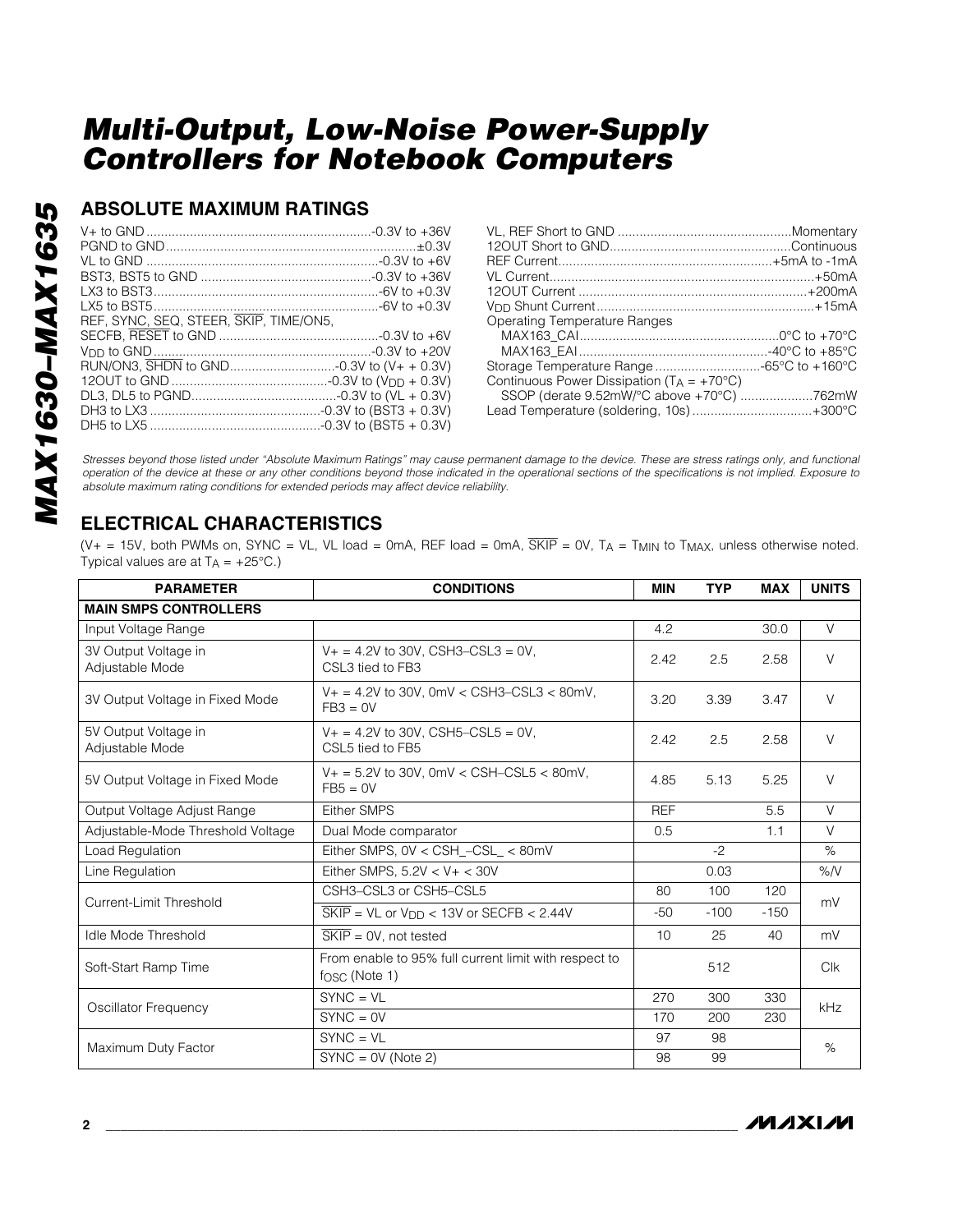# Multi-Output, Low-Noise Power-Supply Controllers for Notebook Computers

## ABSOLUTE MAXIMUM RATINGS

V+ to GND ....................................................-0.3V to +36V
PGND to GND ....................................................±0.3V
VL to GND ....................................................-0.3V to +6V
BST3, BST5 to GND ....................................................-0.3V to +36V
LX3 to BST3 ....................................................-6V to +0.3V
LX5 to BST5 ....................................................-6V to +0.3V
REF, SYNC, SEQ, STEER, SKIP, TIME/ON5,
SECFB, RESET to GND ....................................................-0.3V to +6V
$V_{DD}$ to GND ....................................................-0.3V to +20V
RUN/ON3, SHDN to GND ....................................................-0.3V to (V+ + 0.3V)
12OUT to GND ....................................................-0.3V to ($V_{DD}$ + 0.3V)
DL3, DL5 to PGND ....................................................-0.3V to (VL + 0.3V)
DH3 to LX3 ....................................................-0.3V to (BST3 + 0.3V)
DH5 to LX5 ....................................................-0.3V to (BST5 + 0.3V)

VL, REF Short to GND ....................................................Momentary
12OUT Short to GND ....................................................Continuous
REF Current ....................................................+5mA to -1mA
VL Current ....................................................+50mA
12OUT Current ....................................................+200mA
$V_{DD}$ Shunt Current ....................................................+15mA
Operating Temperature Ranges
MAX163_CAI ....................................................0°C to +70°C
MAX163_EAI ....................................................-40°C to +85°C
Storage Temperature Range ....................................................-65°C to +160°C
Continuous Power Dissipation ($T_A$ = +70°C)
SSOP (derate 9.52mW/°C above +70°C) ....................................................762mW
Lead Temperature (soldering, 10s) ....................................................+300°C

*Stresses beyond those listed under "Absolute Maximum Ratings" may cause permanent damage to the device. These are stress ratings only, and functional operation of the device at these or any other conditions beyond those indicated in the operational sections of the specifications is not implied. Exposure to absolute maximum rating conditions for extended periods may affect device reliability.*

## ELECTRICAL CHARACTERISTICS

(V+ = 15V, both PWMs on, SYNC = VL, VL load = 0mA, REF load = 0mA, SKIP = 0V, $T_A$ = $T_{MIN}$ to $T_{MAX}$, unless otherwise noted. Typical values are at $T_A$ = +25°C.)

| PARAMETER | CONDITIONS | MIN | TYP | MAX | UNITS |
|---|---|---|---|---|---|
| **MAIN SMPS CONTROLLERS** | | | | | |
| Input Voltage Range | | 4.2 | | 30.0 | V |
| 3V Output Voltage in Adjustable Mode | V+ = 4.2V to 30V, CSH3–CSL3 = 0V, CSL3 tied to FB3 | 2.42 | 2.5 | 2.58 | V |
| 3V Output Voltage in Fixed Mode | V+ = 4.2V to 30V, 0mV < CSH3–CSL3 < 80mV, FB3 = 0V | 3.20 | 3.39 | 3.47 | V |
| 5V Output Voltage in Adjustable Mode | V+ = 4.2V to 30V, CSH5–CSL5 = 0V, CSL5 tied to FB5 | 2.42 | 2.5 | 2.58 | V |
| 5V Output Voltage in Fixed Mode | V+ = 5.2V to 30V, 0mV < CSH–CSL5 < 80mV, FB5 = 0V | 4.85 | 5.13 | 5.25 | V |
| Output Voltage Adjust Range | Either SMPS | REF | | 5.5 | V |
| Adjustable-Mode Threshold Voltage | Dual Mode comparator | 0.5 | | 1.1 | V |
| Load Regulation | Either SMPS, 0V < CSH_–CSL_ < 80mV | | -2 | | % |
| Line Regulation | Either SMPS, 5.2V < V+ < 30V | | 0.03 | | %/V |
| Current-Limit Threshold | CSH3–CSL3 or CSH5–CSL5 | 80 | 100 | 120 | mV |
| | SKIP = VL or $V_{DD}$ < 13V or SECFB < 2.44V | -50 | -100 | -150 | |
| Idle Mode Threshold | SKIP = 0V, not tested | 10 | 25 | 40 | mV |
| Soft-Start Ramp Time | From enable to 95% full current limit with respect to $f_{OSC}$ (Note 1) | | 512 | | Clk |
| Oscillator Frequency | SYNC = VL | 270 | 300 | 330 | kHz |
| | SYNC = 0V | 170 | 200 | 230 | |
| Maximum Duty Factor | SYNC = VL | 97 | 98 | | % |
| | SYNC = 0V (Note 2) | 98 | 99 | | |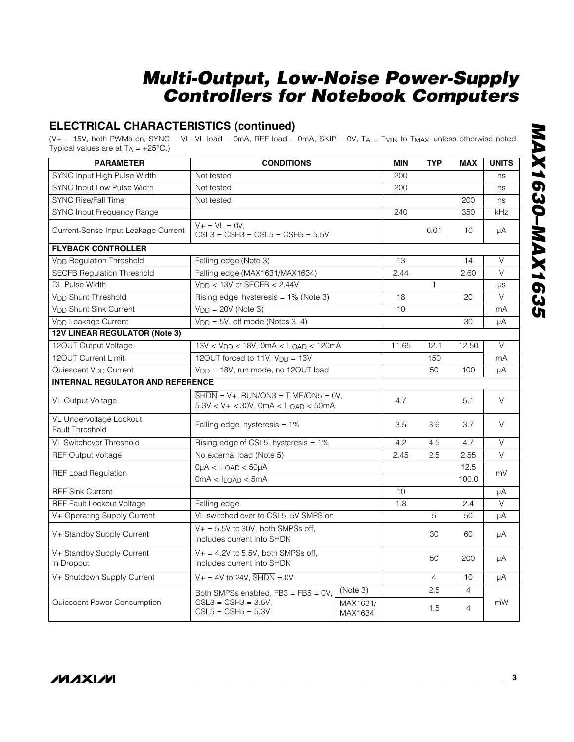## ELECTRICAL CHARACTERISTICS (continued)

($V+$ = 15V, both PWMs on, SYNC = VL, VL load = 0mA, REF load = 0mA, $\overline{SKIP}$ = 0V, $T_A$ = $T_{MIN}$ to $T_{MAX}$, unless otherwise noted. Typical values are at $T_A$ = +25°C.)

| PARAMETER | CONDITIONS | | MIN | TYP | MAX | UNITS |
|---|---|---|---|---|---|---|
| SYNC Input High Pulse Width | Not tested | | 200 | | | ns |
| SYNC Input Low Pulse Width | Not tested | | 200 | | | ns |
| SYNC Rise/Fall Time | Not tested | | | | 200 | ns |
| SYNC Input Frequency Range | | | 240 | | 350 | kHz |
| Current-Sense Input Leakage Current | V+ = VL = 0V, CSL3 = CSH3 = CSL5 = CSH5 = 5.5V | | | 0.01 | 10 | µA |
| **FLYBACK CONTROLLER** | | | | | | |
| $V_{DD}$ Regulation Threshold | Falling edge (Note 3) | | 13 | | 14 | V |
| SECFB Regulation Threshold | Falling edge (MAX1631/MAX1634) | | 2.44 | | 2.60 | V |
| DL Pulse Width | $V_{DD}$ < 13V or SECFB < 2.44V | | | 1 | | µs |
| $V_{DD}$ Shunt Threshold | Rising edge, hysteresis = 1% (Note 3) | | 18 | | 20 | V |
| $V_{DD}$ Shunt Sink Current | $V_{DD}$ = 20V (Note 3) | | 10 | | | mA |
| $V_{DD}$ Leakage Current | $V_{DD}$ = 5V, off mode (Notes 3, 4) | | | | 30 | µA |
| **12V LINEAR REGULATOR (Note 3)** | | | | | | |
| 12OUT Output Voltage | 13V < $V_{DD}$ < 18V, 0mA < $I_{LOAD}$ < 120mA | | 11.65 | 12.1 | 12.50 | V |
| 12OUT Current Limit | 12OUT forced to 11V, $V_{DD}$ = 13V | | | 150 | | mA |
| Quiescent $V_{DD}$ Current | $V_{DD}$ = 18V, run mode, no 12OUT load | | | 50 | 100 | µA |
| **INTERNAL REGULATOR AND REFERENCE** | | | | | | |
| VL Output Voltage | $\overline{SHDN}$ = V+, RUN/ON3 = TIME/ON5 = 0V, 5.3V < V+ < 30V, 0mA < $I_{LOAD}$ < 50mA | | 4.7 | | 5.1 | V |
| VL Undervoltage Lockout Fault Threshold | Falling edge, hysteresis = 1% | | 3.5 | 3.6 | 3.7 | V |
| VL Switchover Threshold | Rising edge of CSL5, hysteresis = 1% | | 4.2 | 4.5 | 4.7 | V |
| REF Output Voltage | No external load (Note 5) | | 2.45 | 2.5 | 2.55 | V |
| REF Load Regulation | 0µA < $I_{LOAD}$ < 50µA | | | | 12.5 | mV |
| | 0mA < $I_{LOAD}$ < 5mA | | | | 100.0 | |
| REF Sink Current | | | 10 | | | µA |
| REF Fault Lockout Voltage | Falling edge | | 1.8 | | 2.4 | V |
| V+ Operating Supply Current | VL switched over to CSL5, 5V SMPS on | | | 5 | 50 | µA |
| V+ Standby Supply Current | V+ = 5.5V to 30V, both SMPSs off, includes current into $\overline{SHDN}$ | | | 30 | 60 | µA |
| V+ Standby Supply Current in Dropout | V+ = 4.2V to 5.5V, both SMPSs off, includes current into $\overline{SHDN}$ | | | 50 | 200 | µA |
| V+ Shutdown Supply Current | V+ = 4V to 24V, $\overline{SHDN}$ = 0V | | | 4 | 10 | µA |
| Quiescent Power Consumption | Both SMPSs enabled, FB3 = FB5 = 0V, CSL3 = CSH3 = 3.5V, CSL5 = CSH5 = 5.3V | (Note 3) | | 2.5 | 4 | mW |
| | | MAX1631/ MAX1634 | | 1.5 | 4 | |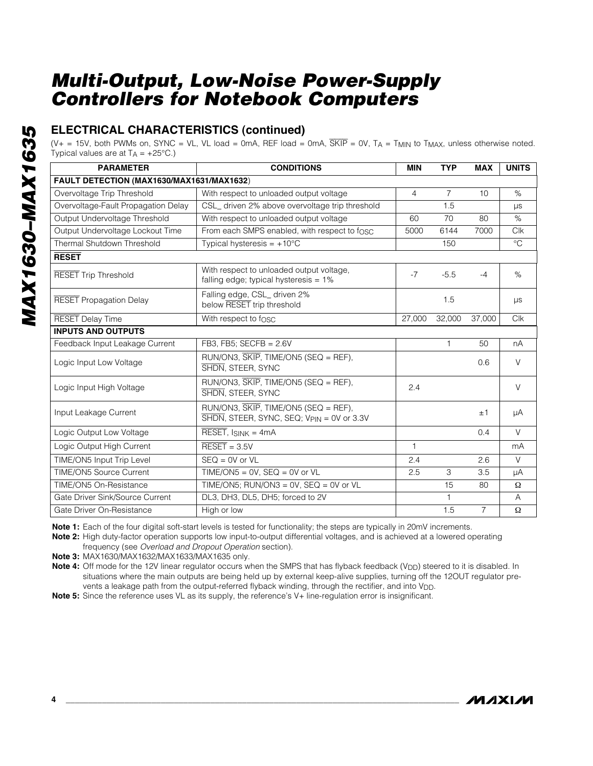## ELECTRICAL CHARACTERISTICS (continued)

($V+ = 15V$, both PWMs on, SYNC = VL, VL load = 0mA, REF load = 0mA, $\overline{SKIP}$ = 0V, $T_A = T_{MIN}$ to $T_{MAX}$, unless otherwise noted. Typical values are at $T_A = +25°C$.)

| PARAMETER | CONDITIONS | MIN | TYP | MAX | UNITS |
|---|---|---|---|---|---|
| **FAULT DETECTION (MAX1630/MAX1631/MAX1632)** | | | | | |
| Overvoltage Trip Threshold | With respect to unloaded output voltage | 4 | 7 | 10 | % |
| Overvoltage-Fault Propagation Delay | CSL_ driven 2% above overvoltage trip threshold | | 1.5 | | µs |
| Output Undervoltage Threshold | With respect to unloaded output voltage | 60 | 70 | 80 | % |
| Output Undervoltage Lockout Time | From each SMPS enabled, with respect to $f_{OSC}$ | 5000 | 6144 | 7000 | Clk |
| Thermal Shutdown Threshold | Typical hysteresis = +10°C | | 150 | | °C |
| **$\overline{RESET}$** | | | | | |
| $\overline{RESET}$ Trip Threshold | With respect to unloaded output voltage, falling edge; typical hysteresis = 1% | -7 | -5.5 | -4 | % |
| $\overline{RESET}$ Propagation Delay | Falling edge, CSL_ driven 2% below $\overline{RESET}$ trip threshold | | 1.5 | | µs |
| $\overline{RESET}$ Delay Time | With respect to $f_{OSC}$ | 27,000 | 32,000 | 37,000 | Clk |
| **INPUTS AND OUTPUTS** | | | | | |
| Feedback Input Leakage Current | FB3, FB5; SECFB = 2.6V | | 1 | 50 | nA |
| Logic Input Low Voltage | RUN/ON3, $\overline{SKIP}$, TIME/ON5 (SEQ = REF), $\overline{SHDN}$, STEER, SYNC | | | 0.6 | V |
| Logic Input High Voltage | RUN/ON3, $\overline{SKIP}$, TIME/ON5 (SEQ = REF), $\overline{SHDN}$, STEER, SYNC | 2.4 | | | V |
| Input Leakage Current | RUN/ON3, $\overline{SKIP}$, TIME/ON5 (SEQ = REF), $\overline{SHDN}$, STEER, SYNC, SEQ; $V_{PIN}$ = 0V or 3.3V | | | ±1 | µA |
| Logic Output Low Voltage | $\overline{RESET}$, $I_{SINK}$ = 4mA | | | 0.4 | V |
| Logic Output High Current | $\overline{RESET}$ = 3.5V | 1 | | | mA |
| TIME/ON5 Input Trip Level | SEQ = 0V or VL | 2.4 | | 2.6 | V |
| TIME/ON5 Source Current | TIME/ON5 = 0V, SEQ = 0V or VL | 2.5 | 3 | 3.5 | µA |
| TIME/ON5 On-Resistance | TIME/ON5; RUN/ON3 = 0V, SEQ = 0V or VL | | 15 | 80 | Ω |
| Gate Driver Sink/Source Current | DL3, DH3, DL5, DH5; forced to 2V | | 1 | | A |
| Gate Driver On-Resistance | High or low | | 1.5 | 7 | Ω |

**Note 1:** Each of the four digital soft-start levels is tested for functionality; the steps are typically in 20mV increments.

**Note 2:** High duty-factor operation supports low input-to-output differential voltages, and is achieved at a lowered operating frequency (see *Overload and Dropout Operation* section).

**Note 3:** MAX1630/MAX1632/MAX1633/MAX1635 only.

**Note 4:** Off mode for the 12V linear regulator occurs when the SMPS that has flyback feedback ($V_{DD}$) steered to it is disabled. In situations where the main outputs are being held up by external keep-alive supplies, turning off the 12OUT regulator prevents a leakage path from the output-referred flyback winding, through the rectifier, and into $V_{DD}$.

**Note 5:** Since the reference uses VL as its supply, the reference's V+ line-regulation error is insignificant.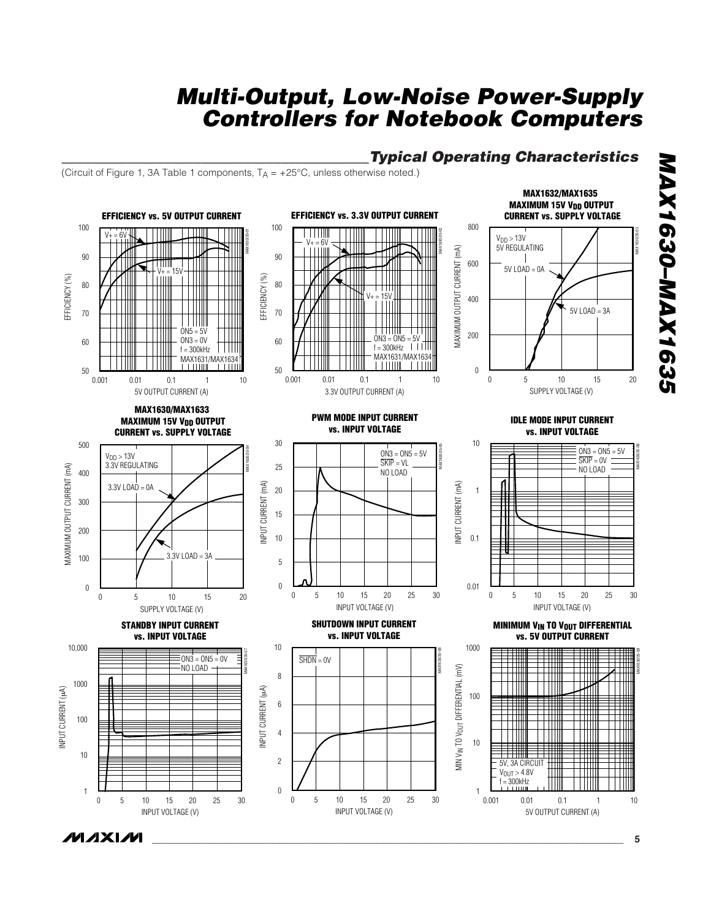## Typical Operating Characteristics

(Circuit of Figure 1, 3A Table 1 components, $T_A$ = +25°C, unless otherwise noted.)

**EFFICIENCY vs. 5V OUTPUT CURRENT**

V+ = 6V, V+ = 15V; ON5 = 5V, ON3 = 0V, f = 300kHz, MAX1631/MAX1634

EFFICIENCY (%) vs. 5V OUTPUT CURRENT (A)

**EFFICIENCY vs. 3.3V OUTPUT CURRENT**

V+ = 6V, V+ = 15V; ON3 = ON5 = 5V, f = 300kHz, MAX1631/MAX1634

EFFICIENCY (%) vs. 3.3V OUTPUT CURRENT (A)

**MAX1632/MAX1635 MAXIMUM 15V $V_{DD}$ OUTPUT CURRENT vs. SUPPLY VOLTAGE**

$V_{DD}$ > 13V, 5V REGULATING; 5V LOAD = 0A, 5V LOAD = 3A

MAXIMUM OUTPUT CURRENT (mA) vs. SUPPLY VOLTAGE (V)

**MAX1630/MAX1633 MAXIMUM 15V $V_{DD}$ OUTPUT CURRENT vs. SUPPLY VOLTAGE**

$V_{DD}$ > 13V, 3.3V REGULATING; 3.3V LOAD = 0A, 3.3V LOAD = 3A

MAXIMUM OUTPUT CURRENT (mA) vs. SUPPLY VOLTAGE (V)

**PWM MODE INPUT CURRENT vs. INPUT VOLTAGE**

ON3 = ON5 = 5V, SKIP = VL, NO LOAD

INPUT CURRENT (mA) vs. INPUT VOLTAGE (V)

**IDLE MODE INPUT CURRENT vs. INPUT VOLTAGE**

ON3 = ON5 = 5V, SKIP = 0V, NO LOAD

INPUT CURRENT (mA) vs. INPUT VOLTAGE (V)

**STANDBY INPUT CURRENT vs. INPUT VOLTAGE**

ON3 = ON5 = 0V, NO LOAD

INPUT CURRENT (µA) vs. INPUT VOLTAGE (V)

**SHUTDOWN INPUT CURRENT vs. INPUT VOLTAGE**

SHDN = 0V

INPUT CURRENT (µA) vs. INPUT VOLTAGE (V)

**MINIMUM $V_{IN}$ TO $V_{OUT}$ DIFFERENTIAL vs. 5V OUTPUT CURRENT**

5V, 3A CIRCUIT, $V_{OUT}$ > 4.8V, f = 300kHz

MIN $V_{IN}$ TO $V_{OUT}$ DIFFERENTIAL (mV) vs. 5V OUTPUT CURRENT (A)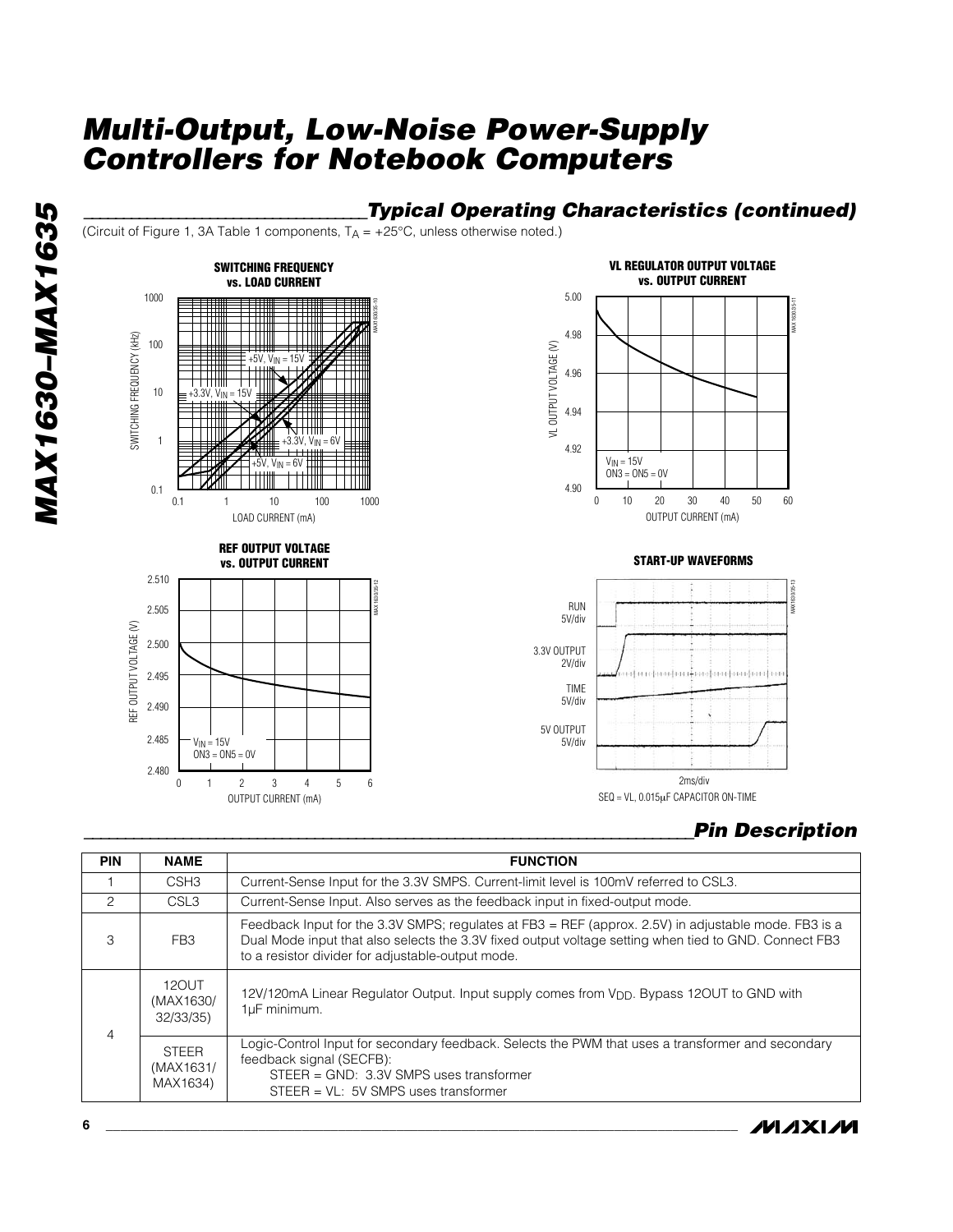# Multi-Output, Low-Noise Power-Supply Controllers for Notebook Computers

## Typical Operating Characteristics (continued)

(Circuit of Figure 1, 3A Table 1 components, $T_A$ = +25°C, unless otherwise noted.)

**SWITCHING FREQUENCY vs. LOAD CURRENT**

**VL REGULATOR OUTPUT VOLTAGE vs. OUTPUT CURRENT**

**REF OUTPUT VOLTAGE vs. OUTPUT CURRENT**

**START-UP WAVEFORMS**

SEQ = VL, 0.015µF CAPACITOR ON-TIME

## Pin Description

| PIN | NAME | FUNCTION |
|---|---|---|
| 1 | CSH3 | Current-Sense Input for the 3.3V SMPS. Current-limit level is 100mV referred to CSL3. |
| 2 | CSL3 | Current-Sense Input. Also serves as the feedback input in fixed-output mode. |
| 3 | FB3 | Feedback Input for the 3.3V SMPS; regulates at FB3 = REF (approx. 2.5V) in adjustable mode. FB3 is a Dual Mode input that also selects the 3.3V fixed output voltage setting when tied to GND. Connect FB3 to a resistor divider for adjustable-output mode. |
| 4 | 12OUT (MAX1630/32/33/35) | 12V/120mA Linear Regulator Output. Input supply comes from $V_{DD}$. Bypass 12OUT to GND with 1µF minimum. |
| | STEER (MAX1631/MAX1634) | Logic-Control Input for secondary feedback. Selects the PWM that uses a transformer and secondary feedback signal (SECFB):<br>STEER = GND: 3.3V SMPS uses transformer<br>STEER = VL: 5V SMPS uses transformer |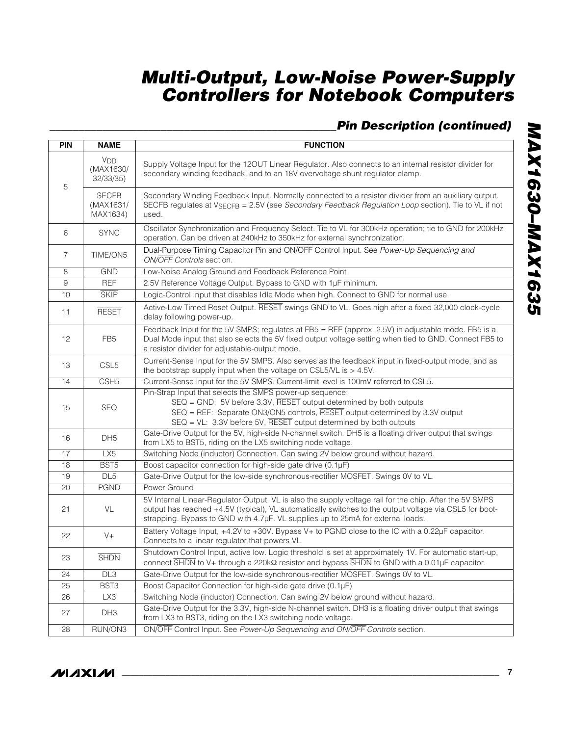## Pin Description (continued)

| PIN | NAME | FUNCTION |
|---|---|---|
| 5 | $V_{DD}$ (MAX1630/ 32/33/35) | Supply Voltage Input for the 12OUT Linear Regulator. Also connects to an internal resistor divider for secondary winding feedback, and to an 18V overvoltage shunt regulator clamp. |
| | SECFB (MAX1631/ MAX1634) | Secondary Winding Feedback Input. Normally connected to a resistor divider from an auxiliary output. SECFB regulates at $V_{SECFB}$ = 2.5V (see *Secondary Feedback Regulation Loop* section). Tie to VL if not used. |
| 6 | SYNC | Oscillator Synchronization and Frequency Select. Tie to VL for 300kHz operation; tie to GND for 200kHz operation. Can be driven at 240kHz to 350kHz for external synchronization. |
| 7 | TIME/ON5 | Dual-Purpose Timing Capacitor Pin and ON/$\overline{\text{OFF}}$ Control Input. See *Power-Up Sequencing and ON/$\overline{\text{OFF}}$ Controls* section. |
| 8 | GND | Low-Noise Analog Ground and Feedback Reference Point |
| 9 | REF | 2.5V Reference Voltage Output. Bypass to GND with 1µF minimum. |
| 10 | $\overline{\text{SKIP}}$ | Logic-Control Input that disables Idle Mode when high. Connect to GND for normal use. |
| 11 | $\overline{\text{RESET}}$ | Active-Low Timed Reset Output. $\overline{\text{RESET}}$ swings GND to VL. Goes high after a fixed 32,000 clock-cycle delay following power-up. |
| 12 | FB5 | Feedback Input for the 5V SMPS; regulates at FB5 = REF (approx. 2.5V) in adjustable mode. FB5 is a Dual Mode input that also selects the 5V fixed output voltage setting when tied to GND. Connect FB5 to a resistor divider for adjustable-output mode. |
| 13 | CSL5 | Current-Sense Input for the 5V SMPS. Also serves as the feedback input in fixed-output mode, and as the bootstrap supply input when the voltage on CSL5/VL is > 4.5V. |
| 14 | CSH5 | Current-Sense Input for the 5V SMPS. Current-limit level is 100mV referred to CSL5. |
| 15 | SEQ | Pin-Strap Input that selects the SMPS power-up sequence:<br>SEQ = GND: 5V before 3.3V, $\overline{\text{RESET}}$ output determined by both outputs<br>SEQ = REF: Separate ON3/ON5 controls, $\overline{\text{RESET}}$ output determined by 3.3V output<br>SEQ = VL: 3.3V before 5V, $\overline{\text{RESET}}$ output determined by both outputs |
| 16 | DH5 | Gate-Drive Output for the 5V, high-side N-channel switch. DH5 is a floating driver output that swings from LX5 to BST5, riding on the LX5 switching node voltage. |
| 17 | LX5 | Switching Node (inductor) Connection. Can swing 2V below ground without hazard. |
| 18 | BST5 | Boost capacitor connection for high-side gate drive (0.1µF) |
| 19 | DL5 | Gate-Drive Output for the low-side synchronous-rectifier MOSFET. Swings 0V to VL. |
| 20 | PGND | Power Ground |
| 21 | VL | 5V Internal Linear-Regulator Output. VL is also the supply voltage rail for the chip. After the 5V SMPS output has reached +4.5V (typical), VL automatically switches to the output voltage via CSL5 for boot-strapping. Bypass to GND with 4.7µF. VL supplies up to 25mA for external loads. |
| 22 | V+ | Battery Voltage Input, +4.2V to +30V. Bypass V+ to PGND close to the IC with a 0.22µF capacitor. Connects to a linear regulator that powers VL. |
| 23 | $\overline{\text{SHDN}}$ | Shutdown Control Input, active low. Logic threshold is set at approximately 1V. For automatic start-up, connect $\overline{\text{SHDN}}$ to V+ through a 220kΩ resistor and bypass $\overline{\text{SHDN}}$ to GND with a 0.01µF capacitor. |
| 24 | DL3 | Gate-Drive Output for the low-side synchronous-rectifier MOSFET. Swings 0V to VL. |
| 25 | BST3 | Boost Capacitor Connection for high-side gate drive (0.1µF) |
| 26 | LX3 | Switching Node (inductor) Connection. Can swing 2V below ground without hazard. |
| 27 | DH3 | Gate-Drive Output for the 3.3V, high-side N-channel switch. DH3 is a floating driver output that swings from LX3 to BST3, riding on the LX3 switching node voltage. |
| 28 | RUN/ON3 | ON/$\overline{\text{OFF}}$ Control Input. See *Power-Up Sequencing and ON/$\overline{\text{OFF}}$ Controls* section. |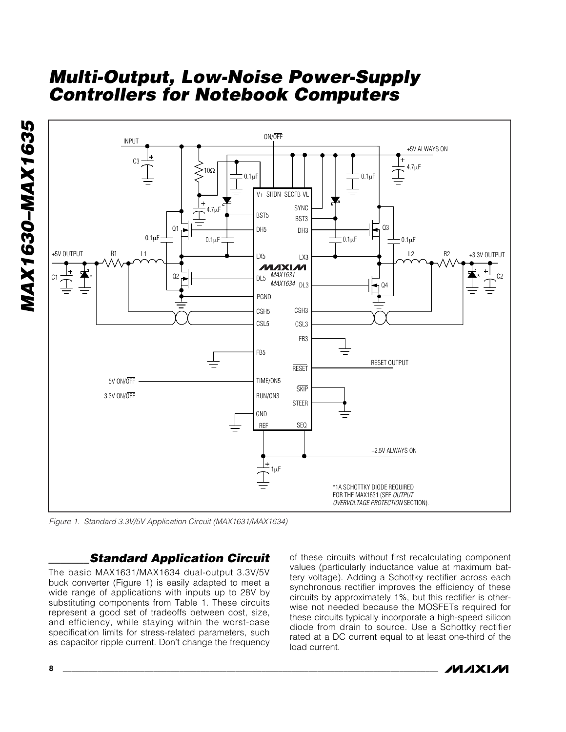Figure 1. Standard 3.3V/5V Application Circuit (MAX1631/MAX1634)

## Standard Application Circuit

The basic MAX1631/MAX1634 dual-output 3.3V/5V buck converter (Figure 1) is easily adapted to meet a wide range of applications with inputs up to 28V by substituting components from Table 1. These circuits represent a good set of tradeoffs between cost, size, and efficiency, while staying within the worst-case specification limits for stress-related parameters, such as capacitor ripple current. Don't change the frequency of these circuits without first recalculating component values (particularly inductance value at maximum battery voltage). Adding a Schottky rectifier across each synchronous rectifier improves the efficiency of these circuits by approximately 1%, but this rectifier is otherwise not needed because the MOSFETs required for these circuits typically incorporate a high-speed silicon diode from drain to source. Use a Schottky rectifier rated at a DC current equal to at least one-third of the load current.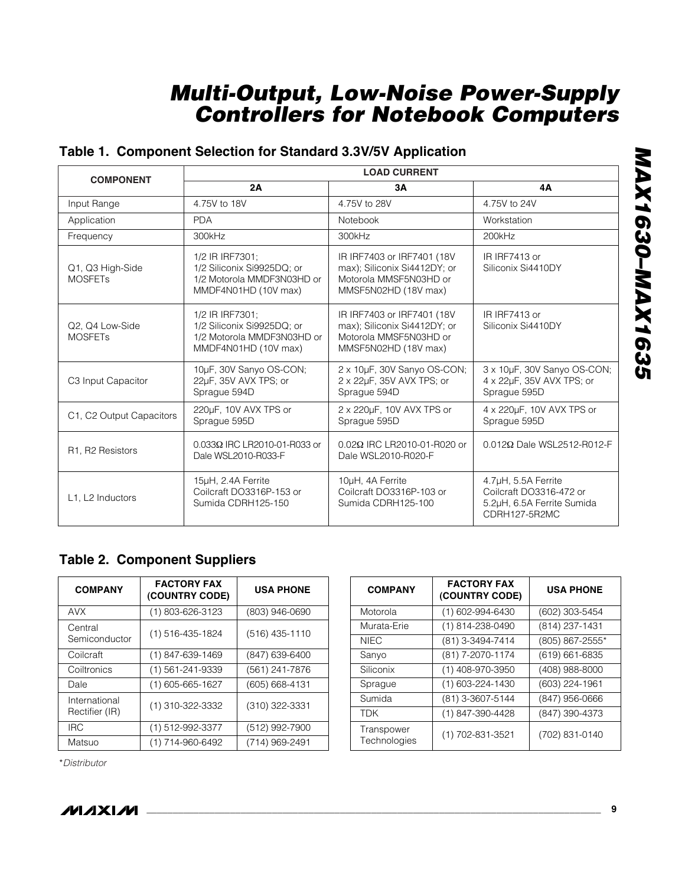## Table 1. Component Selection for Standard 3.3V/5V Application

| COMPONENT | LOAD CURRENT | | |
|---|---|---|---|
| | **2A** | **3A** | **4A** |
| Input Range | 4.75V to 18V | 4.75V to 28V | 4.75V to 24V |
| Application | PDA | Notebook | Workstation |
| Frequency | 300kHz | 300kHz | 200kHz |
| Q1, Q3 High-Side MOSFETs | 1/2 IR IRF7301; 1/2 Siliconix Si9925DQ; or 1/2 Motorola MMDF3N03HD or MMDF4N01HD (10V max) | IR IRF7403 or IRF7401 (18V max); Siliconix Si4412DY; or Motorola MMSF5N03HD or MMSF5N02HD (18V max) | IR IRF7413 or Siliconix Si4410DY |
| Q2, Q4 Low-Side MOSFETs | 1/2 IR IRF7301; 1/2 Siliconix Si9925DQ; or 1/2 Motorola MMDF3N03HD or MMDF4N01HD (10V max) | IR IRF7403 or IRF7401 (18V max); Siliconix Si4412DY; or Motorola MMSF5N03HD or MMSF5N02HD (18V max) | IR IRF7413 or Siliconix Si4410DY |
| C3 Input Capacitor | 10µF, 30V Sanyo OS-CON; 22µF, 35V AVX TPS; or Sprague 594D | 2 x 10µF, 30V Sanyo OS-CON; 2 x 22µF, 35V AVX TPS; or Sprague 594D | 3 x 10µF, 30V Sanyo OS-CON; 4 x 22µF, 35V AVX TPS; or Sprague 595D |
| C1, C2 Output Capacitors | 220µF, 10V AVX TPS or Sprague 595D | 2 x 220µF, 10V AVX TPS or Sprague 595D | 4 x 220µF, 10V AVX TPS or Sprague 595D |
| R1, R2 Resistors | 0.033Ω IRC LR2010-01-R033 or Dale WSL2010-R033-F | 0.02Ω IRC LR2010-01-R020 or Dale WSL2010-R020-F | 0.012Ω Dale WSL2512-R012-F |
| L1, L2 Inductors | 15µH, 2.4A Ferrite Coilcraft DO3316P-153 or Sumida CDRH125-150 | 10µH, 4A Ferrite Coilcraft DO3316P-103 or Sumida CDRH125-100 | 4.7µH, 5.5A Ferrite Coilcraft DO3316-472 or 5.2µH, 6.5A Ferrite Sumida CDRH127-5R2MC |

## Table 2. Component Suppliers

| COMPANY | FACTORY FAX (COUNTRY CODE) | USA PHONE |
|---|---|---|
| AVX | (1) 803-626-3123 | (803) 946-0690 |
| Central Semiconductor | (1) 516-435-1824 | (516) 435-1110 |
| Coilcraft | (1) 847-639-1469 | (847) 639-6400 |
| Coiltronics | (1) 561-241-9339 | (561) 241-7876 |
| Dale | (1) 605-665-1627 | (605) 668-4131 |
| International Rectifier (IR) | (1) 310-322-3332 | (310) 322-3331 |
| IRC | (1) 512-992-3377 | (512) 992-7900 |
| Matsuo | (1) 714-960-6492 | (714) 969-2491 |
| Motorola | (1) 602-994-6430 | (602) 303-5454 |
| Murata-Erie | (1) 814-238-0490 | (814) 237-1431 |
| NIEC | (81) 3-3494-7414 | (805) 867-2555* |
| Sanyo | (81) 7-2070-1174 | (619) 661-6835 |
| Siliconix | (1) 408-970-3950 | (408) 988-8000 |
| Sprague | (1) 603-224-1430 | (603) 224-1961 |
| Sumida | (81) 3-3607-5144 | (847) 956-0666 |
| TDK | (1) 847-390-4428 | (847) 390-4373 |
| Transpower Technologies | (1) 702-831-3521 | (702) 831-0140 |

**Distributor*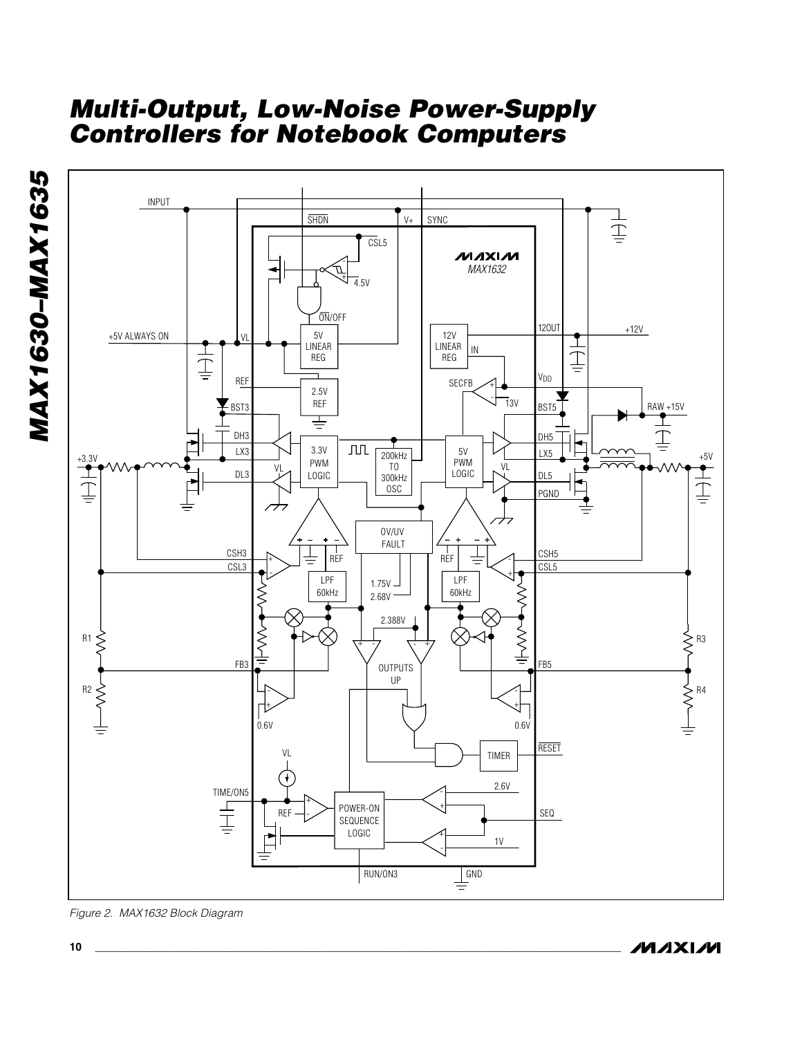Figure 2. MAX1632 Block Diagram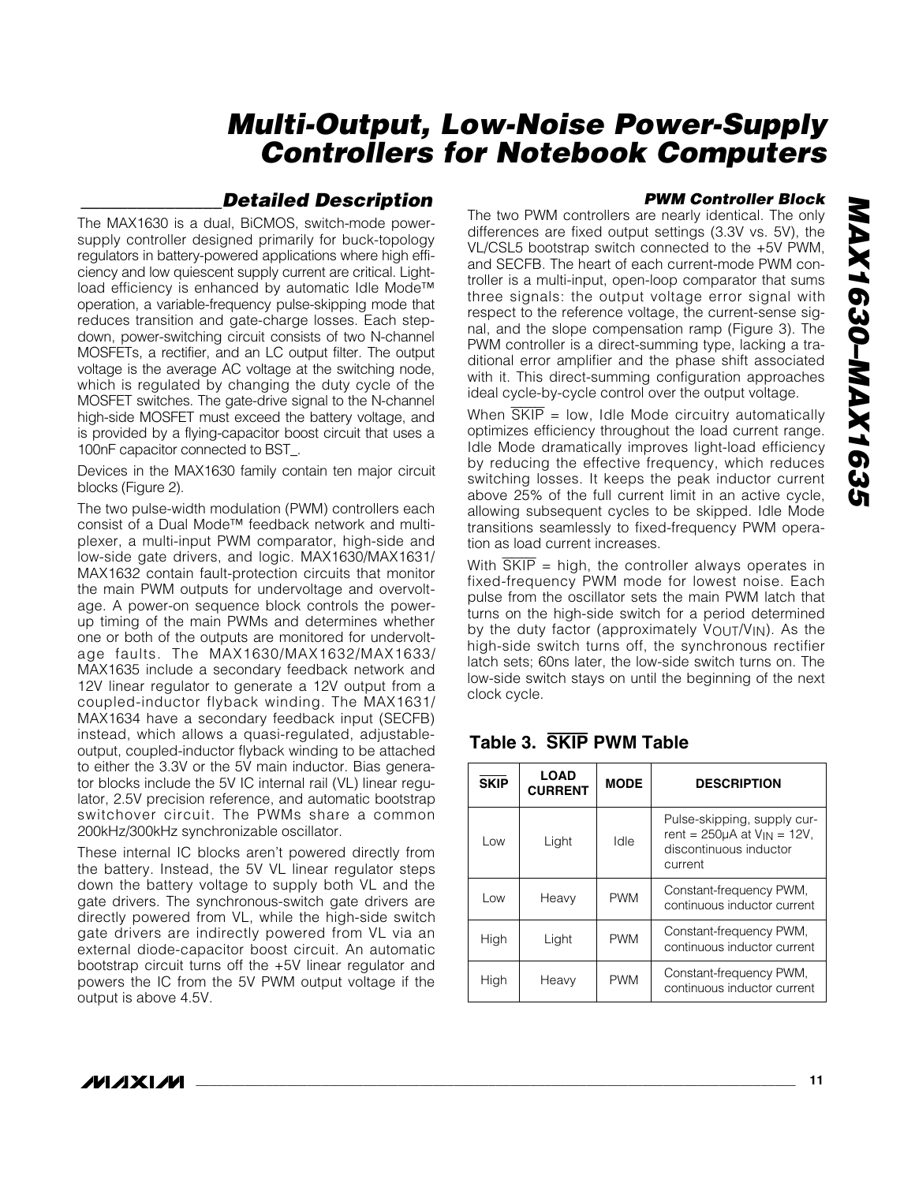## Detailed Description

The MAX1630 is a dual, BiCMOS, switch-mode power-supply controller designed primarily for buck-topology regulators in battery-powered applications where high efficiency and low quiescent supply current are critical. Light-load efficiency is enhanced by automatic Idle Mode™ operation, a variable-frequency pulse-skipping mode that reduces transition and gate-charge losses. Each step-down, power-switching circuit consists of two N-channel MOSFETs, a rectifier, and an LC output filter. The output voltage is the average AC voltage at the switching node, which is regulated by changing the duty cycle of the MOSFET switches. The gate-drive signal to the N-channel high-side MOSFET must exceed the battery voltage, and is provided by a flying-capacitor boost circuit that uses a 100nF capacitor connected to BST_.

Devices in the MAX1630 family contain ten major circuit blocks (Figure 2).

The two pulse-width modulation (PWM) controllers each consist of a Dual Mode™ feedback network and multiplexer, a multi-input PWM comparator, high-side and low-side gate drivers, and logic. MAX1630/MAX1631/MAX1632 contain fault-protection circuits that monitor the main PWM outputs for undervoltage and overvoltage. A power-on sequence block controls the power-up timing of the main PWMs and determines whether one or both of the outputs are monitored for undervoltage faults. The MAX1630/MAX1632/MAX1633/MAX1635 include a secondary feedback network and 12V linear regulator to generate a 12V output from a coupled-inductor flyback winding. The MAX1631/MAX1634 have a secondary feedback input (SECFB) instead, which allows a quasi-regulated, adjustable-output, coupled-inductor flyback winding to be attached to either the 3.3V or the 5V main inductor. Bias generator blocks include the 5V IC internal rail (VL) linear regulator, 2.5V precision reference, and automatic bootstrap switchover circuit. The PWMs share a common 200kHz/300kHz synchronizable oscillator.

These internal IC blocks aren't powered directly from the battery. Instead, the 5V VL linear regulator steps down the battery voltage to supply both VL and the gate drivers. The synchronous-switch gate drivers are directly powered from VL, while the high-side switch gate drivers are indirectly powered from VL via an external diode-capacitor boost circuit. An automatic bootstrap circuit turns off the +5V linear regulator and powers the IC from the 5V PWM output voltage if the output is above 4.5V.

### PWM Controller Block

The two PWM controllers are nearly identical. The only differences are fixed output settings (3.3V vs. 5V), the VL/CSL5 bootstrap switch connected to the +5V PWM, and SECFB. The heart of each current-mode PWM controller is a multi-input, open-loop comparator that sums three signals: the output voltage error signal with respect to the reference voltage, the current-sense signal, and the slope compensation ramp (Figure 3). The PWM controller is a direct-summing type, lacking a traditional error amplifier and the phase shift associated with it. This direct-summing configuration approaches ideal cycle-by-cycle control over the output voltage.

When $\overline{\text{SKIP}}$ = low, Idle Mode circuitry automatically optimizes efficiency throughout the load current range. Idle Mode dramatically improves light-load efficiency by reducing the effective frequency, which reduces switching losses. It keeps the peak inductor current above 25% of the full current limit in an active cycle, allowing subsequent cycles to be skipped. Idle Mode transitions seamlessly to fixed-frequency PWM operation as load current increases.

With $\overline{\text{SKIP}}$ = high, the controller always operates in fixed-frequency PWM mode for lowest noise. Each pulse from the oscillator sets the main PWM latch that turns on the high-side switch for a period determined by the duty factor (approximately $V_{OUT}/V_{IN}$). As the high-side switch turns off, the synchronous rectifier latch sets; 60ns later, the low-side switch turns on. The low-side switch stays on until the beginning of the next clock cycle.

**Table 3. $\overline{\text{SKIP}}$ PWM Table**

| $\overline{\text{SKIP}}$ | LOAD CURRENT | MODE | DESCRIPTION |
|---|---|---|---|
| Low | Light | Idle | Pulse-skipping, supply current = 250µA at $V_{IN}$ = 12V, discontinuous inductor current |
| Low | Heavy | PWM | Constant-frequency PWM, continuous inductor current |
| High | Light | PWM | Constant-frequency PWM, continuous inductor current |
| High | Heavy | PWM | Constant-frequency PWM, continuous inductor current |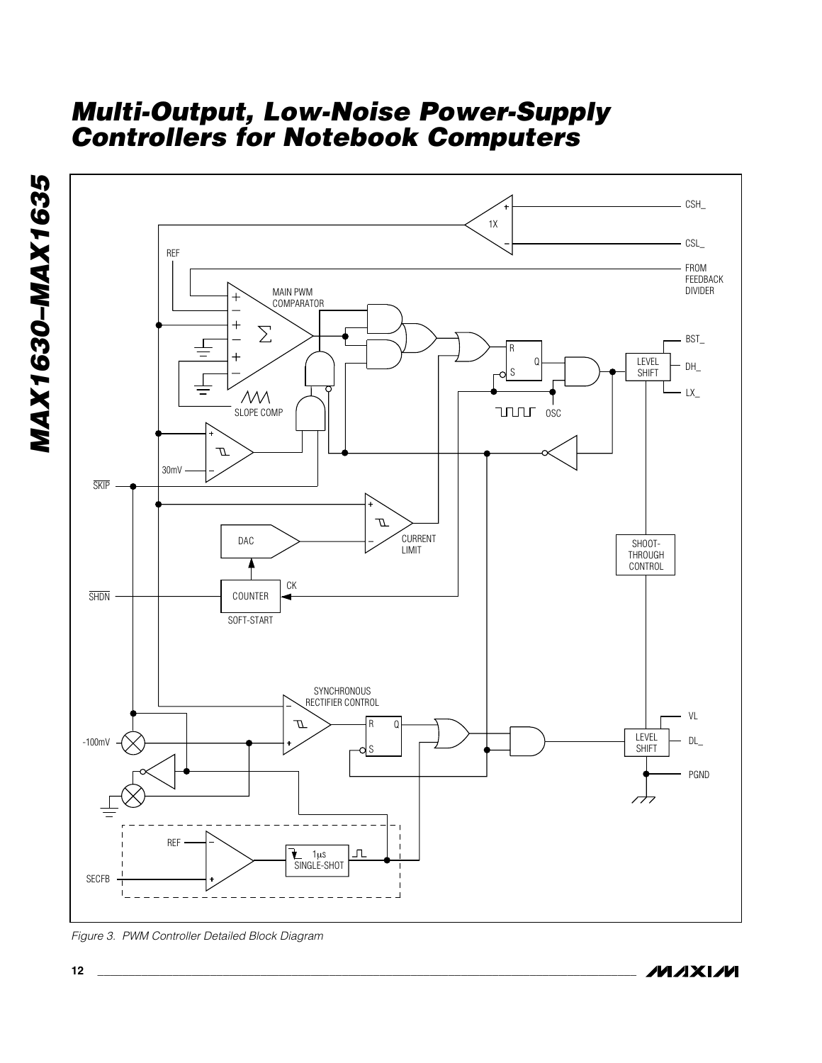Figure 3. PWM Controller Detailed Block Diagram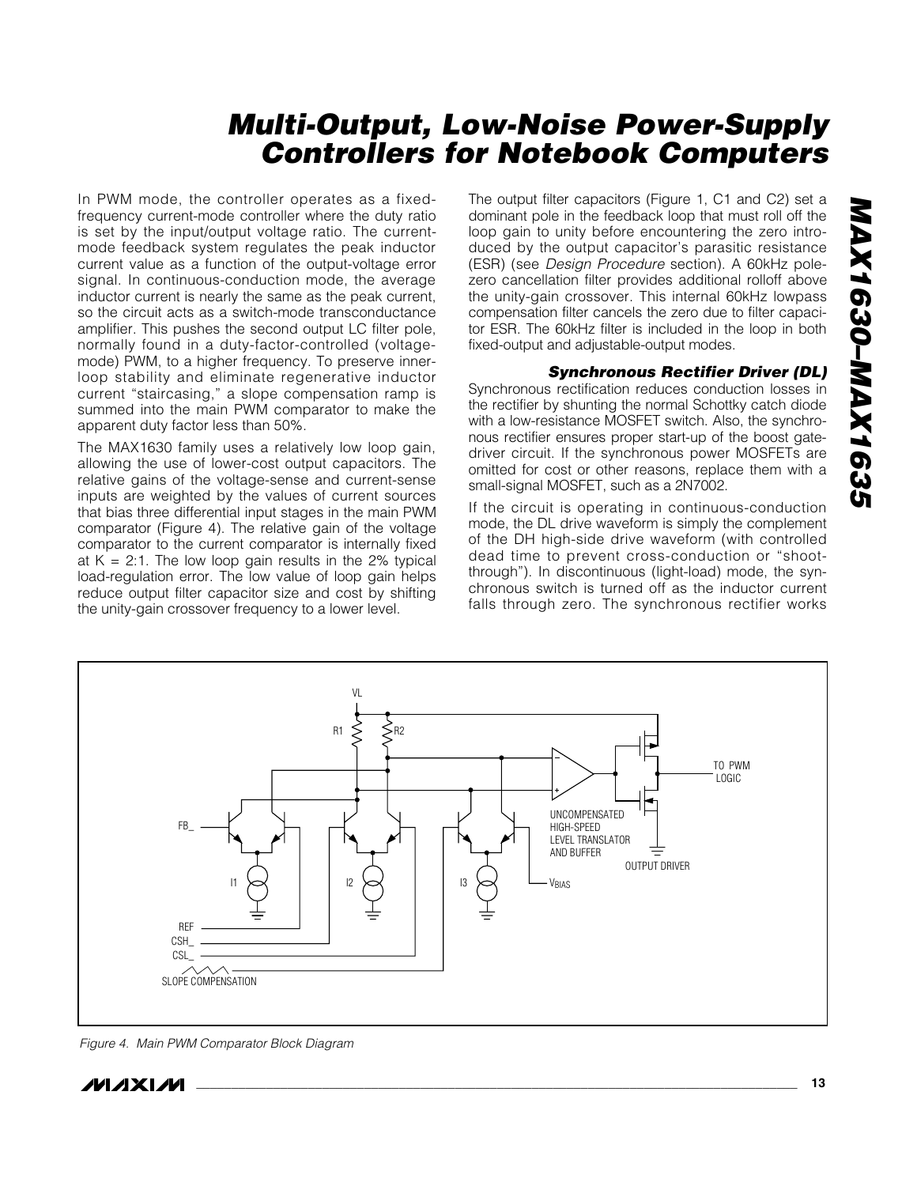In PWM mode, the controller operates as a fixed-frequency current-mode controller where the duty ratio is set by the input/output voltage ratio. The current-mode feedback system regulates the peak inductor current value as a function of the output-voltage error signal. In continuous-conduction mode, the average inductor current is nearly the same as the peak current, so the circuit acts as a switch-mode transconductance amplifier. This pushes the second output LC filter pole, normally found in a duty-factor-controlled (voltage-mode) PWM, to a higher frequency. To preserve inner-loop stability and eliminate regenerative inductor current "staircasing," a slope compensation ramp is summed into the main PWM comparator to make the apparent duty factor less than 50%.

The MAX1630 family uses a relatively low loop gain, allowing the use of lower-cost output capacitors. The relative gains of the voltage-sense and current-sense inputs are weighted by the values of current sources that bias three differential input stages in the main PWM comparator (Figure 4). The relative gain of the voltage comparator to the current comparator is internally fixed at K = 2:1. The low loop gain results in the 2% typical load-regulation error. The low value of loop gain helps reduce output filter capacitor size and cost by shifting the unity-gain crossover frequency to a lower level.

The output filter capacitors (Figure 1, C1 and C2) set a dominant pole in the feedback loop that must roll off the loop gain to unity before encountering the zero introduced by the output capacitor's parasitic resistance (ESR) (see *Design Procedure* section). A 60kHz pole-zero cancellation filter provides additional rolloff above the unity-gain crossover. This internal 60kHz lowpass compensation filter cancels the zero due to filter capacitor ESR. The 60kHz filter is included in the loop in both fixed-output and adjustable-output modes.

### Synchronous Rectifier Driver (DL)

Synchronous rectification reduces conduction losses in the rectifier by shunting the normal Schottky catch diode with a low-resistance MOSFET switch. Also, the synchronous rectifier ensures proper start-up of the boost gate-driver circuit. If the synchronous power MOSFETs are omitted for cost or other reasons, replace them with a small-signal MOSFET, such as a 2N7002.

If the circuit is operating in continuous-conduction mode, the DL drive waveform is simply the complement of the DH high-side drive waveform (with controlled dead time to prevent cross-conduction or "shoot-through"). In discontinuous (light-load) mode, the synchronous switch is turned off as the inductor current falls through zero. The synchronous rectifier works

*Figure 4. Main PWM Comparator Block Diagram*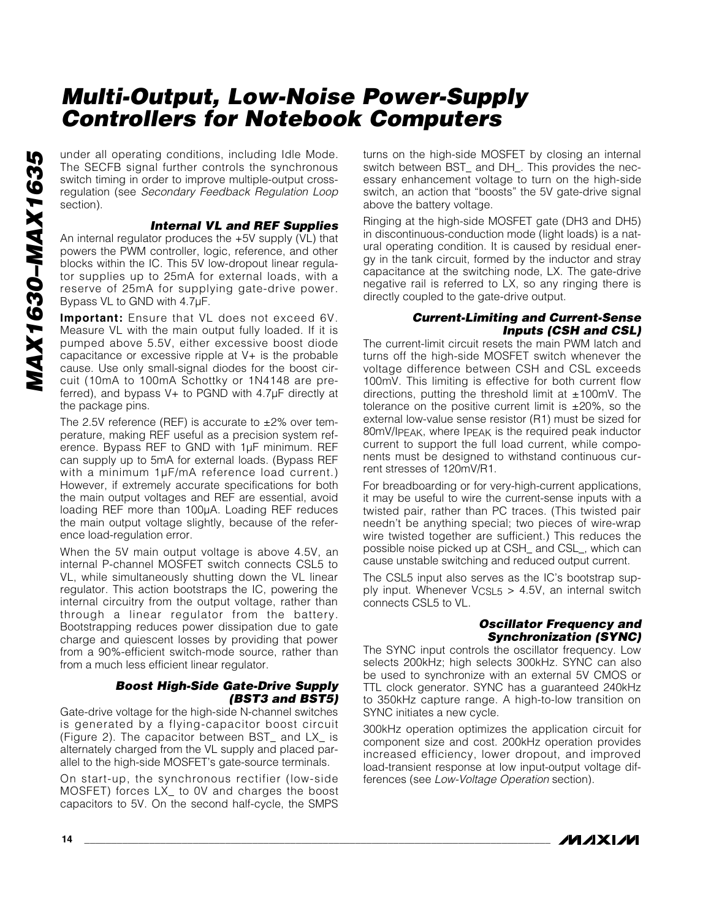under all operating conditions, including Idle Mode. The SECFB signal further controls the synchronous switch timing in order to improve multiple-output cross-regulation (see *Secondary Feedback Regulation Loop* section).

### Internal VL and REF Supplies

An internal regulator produces the +5V supply (VL) that powers the PWM controller, logic, reference, and other blocks within the IC. This 5V low-dropout linear regulator supplies up to 25mA for external loads, with a reserve of 25mA for supplying gate-drive power. Bypass VL to GND with 4.7µF.

**Important:** Ensure that VL does not exceed 6V. Measure VL with the main output fully loaded. If it is pumped above 5.5V, either excessive boost diode capacitance or excessive ripple at V+ is the probable cause. Use only small-signal diodes for the boost circuit (10mA to 100mA Schottky or 1N4148 are preferred), and bypass V+ to PGND with 4.7µF directly at the package pins.

The 2.5V reference (REF) is accurate to ±2% over temperature, making REF useful as a precision system reference. Bypass REF to GND with 1µF minimum. REF can supply up to 5mA for external loads. (Bypass REF with a minimum 1µF/mA reference load current.) However, if extremely accurate specifications for both the main output voltages and REF are essential, avoid loading REF more than 100µA. Loading REF reduces the main output voltage slightly, because of the reference load-regulation error.

When the 5V main output voltage is above 4.5V, an internal P-channel MOSFET switch connects CSL5 to VL, while simultaneously shutting down the VL linear regulator. This action bootstraps the IC, powering the internal circuitry from the output voltage, rather than through a linear regulator from the battery. Bootstrapping reduces power dissipation due to gate charge and quiescent losses by providing that power from a 90%-efficient switch-mode source, rather than from a much less efficient linear regulator.

### Boost High-Side Gate-Drive Supply (BST3 and BST5)

Gate-drive voltage for the high-side N-channel switches is generated by a flying-capacitor boost circuit (Figure 2). The capacitor between BST_ and LX_ is alternately charged from the VL supply and placed parallel to the high-side MOSFET's gate-source terminals.

On start-up, the synchronous rectifier (low-side MOSFET) forces LX_ to 0V and charges the boost capacitors to 5V. On the second half-cycle, the SMPS turns on the high-side MOSFET by closing an internal switch between BST_ and DH_. This provides the necessary enhancement voltage to turn on the high-side switch, an action that "boosts" the 5V gate-drive signal above the battery voltage.

Ringing at the high-side MOSFET gate (DH3 and DH5) in discontinuous-conduction mode (light loads) is a natural operating condition. It is caused by residual energy in the tank circuit, formed by the inductor and stray capacitance at the switching node, LX. The gate-drive negative rail is referred to LX, so any ringing there is directly coupled to the gate-drive output.

### Current-Limiting and Current-Sense Inputs (CSH and CSL)

The current-limit circuit resets the main PWM latch and turns off the high-side MOSFET switch whenever the voltage difference between CSH and CSL exceeds 100mV. This limiting is effective for both current flow directions, putting the threshold limit at ±100mV. The tolerance on the positive current limit is ±20%, so the external low-value sense resistor (R1) must be sized for $80mV/I_{PEAK}$, where $I_{PEAK}$ is the required peak inductor current to support the full load current, while components must be designed to withstand continuous current stresses of 120mV/R1.

For breadboarding or for very-high-current applications, it may be useful to wire the current-sense inputs with a twisted pair, rather than PC traces. (This twisted pair needn't be anything special; two pieces of wire-wrap wire twisted together are sufficient.) This reduces the possible noise picked up at CSH_ and CSL_, which can cause unstable switching and reduced output current.

The CSL5 input also serves as the IC's bootstrap supply input. Whenever $V_{CSL5}$ > 4.5V, an internal switch connects CSL5 to VL.

### Oscillator Frequency and Synchronization (SYNC)

The SYNC input controls the oscillator frequency. Low selects 200kHz; high selects 300kHz. SYNC can also be used to synchronize with an external 5V CMOS or TTL clock generator. SYNC has a guaranteed 240kHz to 350kHz capture range. A high-to-low transition on SYNC initiates a new cycle.

300kHz operation optimizes the application circuit for component size and cost. 200kHz operation provides increased efficiency, lower dropout, and improved load-transient response at low input-output voltage differences (see *Low-Voltage Operation* section).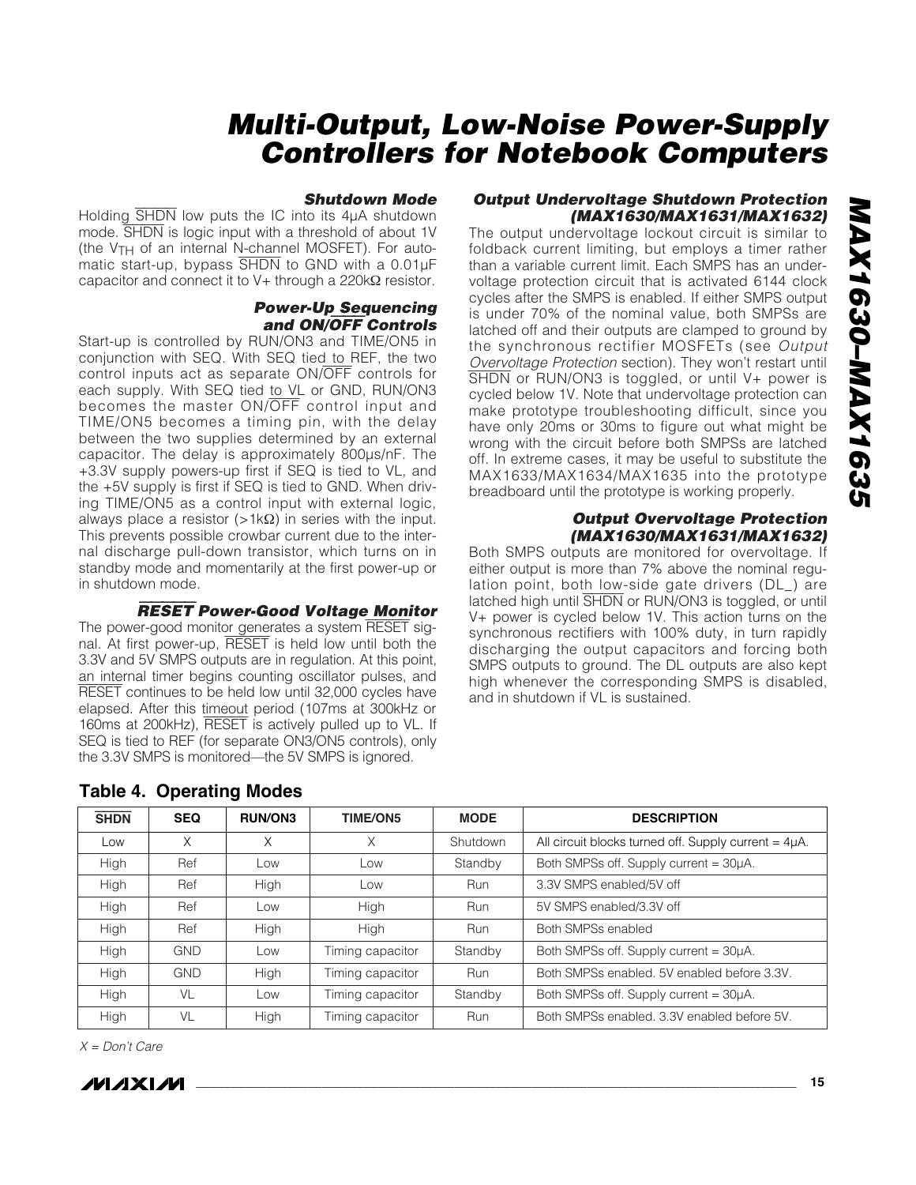### Shutdown Mode

Holding SHDN low puts the IC into its 4µA shutdown mode. SHDN is logic input with a threshold of about 1V (the $V_{TH}$ of an internal N-channel MOSFET). For automatic start-up, bypass SHDN to GND with a 0.01µF capacitor and connect it to V+ through a 220kΩ resistor.

### Power-Up Sequencing and ON/OFF Controls

Start-up is controlled by RUN/ON3 and TIME/ON5 in conjunction with SEQ. With SEQ tied to REF, the two control inputs act as separate ON/OFF controls for each supply. With SEQ tied to VL or GND, RUN/ON3 becomes the master ON/OFF control input and TIME/ON5 becomes a timing pin, with the delay between the two supplies determined by an external capacitor. The delay is approximately 800µs/nF. The +3.3V supply powers-up first if SEQ is tied to VL, and the +5V supply is first if SEQ is tied to GND. When driving TIME/ON5 as a control input with external logic, always place a resistor (>1kΩ) in series with the input. This prevents possible crowbar current due to the internal discharge pull-down transistor, which turns on in standby mode and momentarily at the first power-up or in shutdown mode.

### RESET Power-Good Voltage Monitor

The power-good monitor generates a system RESET signal. At first power-up, RESET is held low until both the 3.3V and 5V SMPS outputs are in regulation. At this point, an internal timer begins counting oscillator pulses, and RESET continues to be held low until 32,000 cycles have elapsed. After this timeout period (107ms at 300kHz or 160ms at 200kHz), RESET is actively pulled up to VL. If SEQ is tied to REF (for separate ON3/ON5 controls), only the 3.3V SMPS is monitored—the 5V SMPS is ignored.

### Output Undervoltage Shutdown Protection (MAX1630/MAX1631/MAX1632)

The output undervoltage lockout circuit is similar to foldback current limiting, but employs a timer rather than a variable current limit. Each SMPS has an undervoltage protection circuit that is activated 6144 clock cycles after the SMPS is enabled. If either SMPS output is under 70% of the nominal value, both SMPSs are latched off and their outputs are clamped to ground by the synchronous rectifier MOSFETs (see *Output Overvoltage Protection* section). They won't restart until SHDN or RUN/ON3 is toggled, or until V+ power is cycled below 1V. Note that undervoltage protection can make prototype troubleshooting difficult, since you have only 20ms or 30ms to figure out what might be wrong with the circuit before both SMPSs are latched off. In extreme cases, it may be useful to substitute the MAX1633/MAX1634/MAX1635 into the prototype breadboard until the prototype is working properly.

### Output Overvoltage Protection (MAX1630/MAX1631/MAX1632)

Both SMPS outputs are monitored for overvoltage. If either output is more than 7% above the nominal regulation point, both low-side gate drivers (DL_) are latched high until SHDN or RUN/ON3 is toggled, or until V+ power is cycled below 1V. This action turns on the synchronous rectifiers with 100% duty, in turn rapidly discharging the output capacitors and forcing both SMPS outputs to ground. The DL outputs are also kept high whenever the corresponding SMPS is disabled, and in shutdown if VL is sustained.

**Table 4. Operating Modes**

| SHDN | SEQ | RUN/ON3 | TIME/ON5 | MODE | DESCRIPTION |
|---|---|---|---|---|---|
| Low | X | X | X | Shutdown | All circuit blocks turned off. Supply current = 4µA. |
| High | Ref | Low | Low | Standby | Both SMPSs off. Supply current = 30µA. |
| High | Ref | High | Low | Run | 3.3V SMPS enabled/5V off |
| High | Ref | Low | High | Run | 5V SMPS enabled/3.3V off |
| High | Ref | High | High | Run | Both SMPSs enabled |
| High | GND | Low | Timing capacitor | Standby | Both SMPSs off. Supply current = 30µA. |
| High | GND | High | Timing capacitor | Run | Both SMPSs enabled. 5V enabled before 3.3V. |
| High | VL | Low | Timing capacitor | Standby | Both SMPSs off. Supply current = 30µA. |
| High | VL | High | Timing capacitor | Run | Both SMPSs enabled. 3.3V enabled before 5V. |

*X = Don't Care*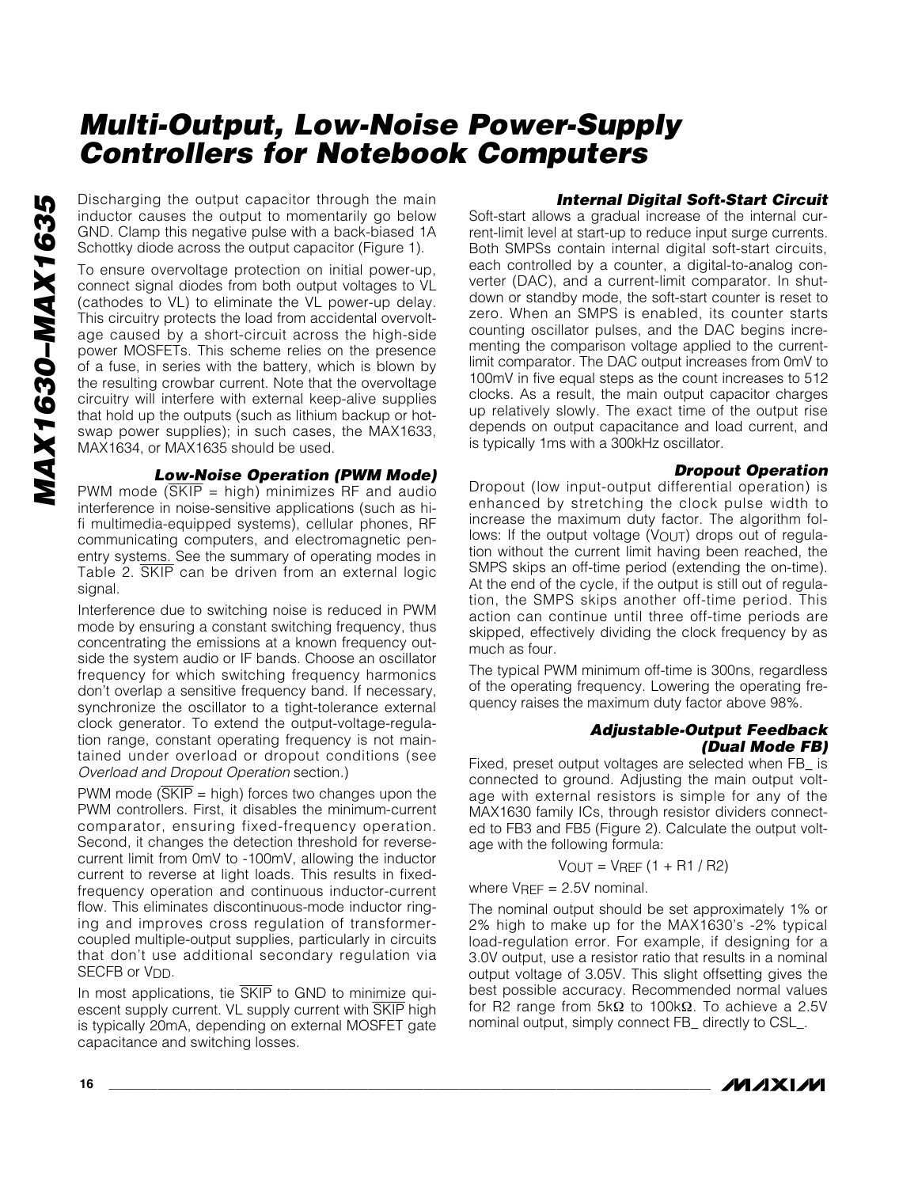Discharging the output capacitor through the main inductor causes the output to momentarily go below GND. Clamp this negative pulse with a back-biased 1A Schottky diode across the output capacitor (Figure 1).

To ensure overvoltage protection on initial power-up, connect signal diodes from both output voltages to VL (cathodes to VL) to eliminate the VL power-up delay. This circuitry protects the load from accidental overvoltage caused by a short-circuit across the high-side power MOSFETs. This scheme relies on the presence of a fuse, in series with the battery, which is blown by the resulting crowbar current. Note that the overvoltage circuitry will interfere with external keep-alive supplies that hold up the outputs (such as lithium backup or hot-swap power supplies); in such cases, the MAX1633, MAX1634, or MAX1635 should be used.

### Low-Noise Operation (PWM Mode)

PWM mode ($\overline{SKIP}$ = high) minimizes RF and audio interference in noise-sensitive applications (such as hi-fi multimedia-equipped systems), cellular phones, RF communicating computers, and electromagnetic pen-entry systems. See the summary of operating modes in Table 2. $\overline{SKIP}$ can be driven from an external logic signal.

Interference due to switching noise is reduced in PWM mode by ensuring a constant switching frequency, thus concentrating the emissions at a known frequency outside the system audio or IF bands. Choose an oscillator frequency for which switching frequency harmonics don't overlap a sensitive frequency band. If necessary, synchronize the oscillator to a tight-tolerance external clock generator. To extend the output-voltage-regulation range, constant operating frequency is not maintained under overload or dropout conditions (see *Overload and Dropout Operation* section.)

PWM mode ($\overline{SKIP}$ = high) forces two changes upon the PWM controllers. First, it disables the minimum-current comparator, ensuring fixed-frequency operation. Second, it changes the detection threshold for reverse-current limit from 0mV to -100mV, allowing the inductor current to reverse at light loads. This results in fixed-frequency operation and continuous inductor-current flow. This eliminates discontinuous-mode inductor ringing and improves cross regulation of transformer-coupled multiple-output supplies, particularly in circuits that don't use additional secondary regulation via SECFB or $V_{DD}$.

In most applications, tie $\overline{SKIP}$ to GND to minimize quiescent supply current. VL supply current with $\overline{SKIP}$ high is typically 20mA, depending on external MOSFET gate capacitance and switching losses.

### Internal Digital Soft-Start Circuit

Soft-start allows a gradual increase of the internal current-limit level at start-up to reduce input surge currents. Both SMPSs contain internal digital soft-start circuits, each controlled by a counter, a digital-to-analog converter (DAC), and a current-limit comparator. In shutdown or standby mode, the soft-start counter is reset to zero. When an SMPS is enabled, its counter starts counting oscillator pulses, and the DAC begins incrementing the comparison voltage applied to the current-limit comparator. The DAC output increases from 0mV to 100mV in five equal steps as the count increases to 512 clocks. As a result, the main output capacitor charges up relatively slowly. The exact time of the output rise depends on output capacitance and load current, and is typically 1ms with a 300kHz oscillator.

### Dropout Operation

Dropout (low input-output differential operation) is enhanced by stretching the clock pulse width to increase the maximum duty factor. The algorithm follows: If the output voltage ($V_{OUT}$) drops out of regulation without the current limit having been reached, the SMPS skips an off-time period (extending the on-time). At the end of the cycle, if the output is still out of regulation, the SMPS skips another off-time period. This action can continue until three off-time periods are skipped, effectively dividing the clock frequency by as much as four.

The typical PWM minimum off-time is 300ns, regardless of the operating frequency. Lowering the operating frequency raises the maximum duty factor above 98%.

### Adjustable-Output Feedback (Dual Mode FB)

Fixed, preset output voltages are selected when FB_ is connected to ground. Adjusting the main output voltage with external resistors is simple for any of the MAX1630 family ICs, through resistor dividers connected to FB3 and FB5 (Figure 2). Calculate the output voltage with the following formula:

$$V_{OUT} = V_{REF} (1 + R1 / R2)$$

where $V_{REF}$ = 2.5V nominal.

The nominal output should be set approximately 1% or 2% high to make up for the MAX1630's -2% typical load-regulation error. For example, if designing for a 3.0V output, use a resistor ratio that results in a nominal output voltage of 3.05V. This slight offsetting gives the best possible accuracy. Recommended normal values for R2 range from 5kΩ to 100kΩ. To achieve a 2.5V nominal output, simply connect FB_ directly to CSL_.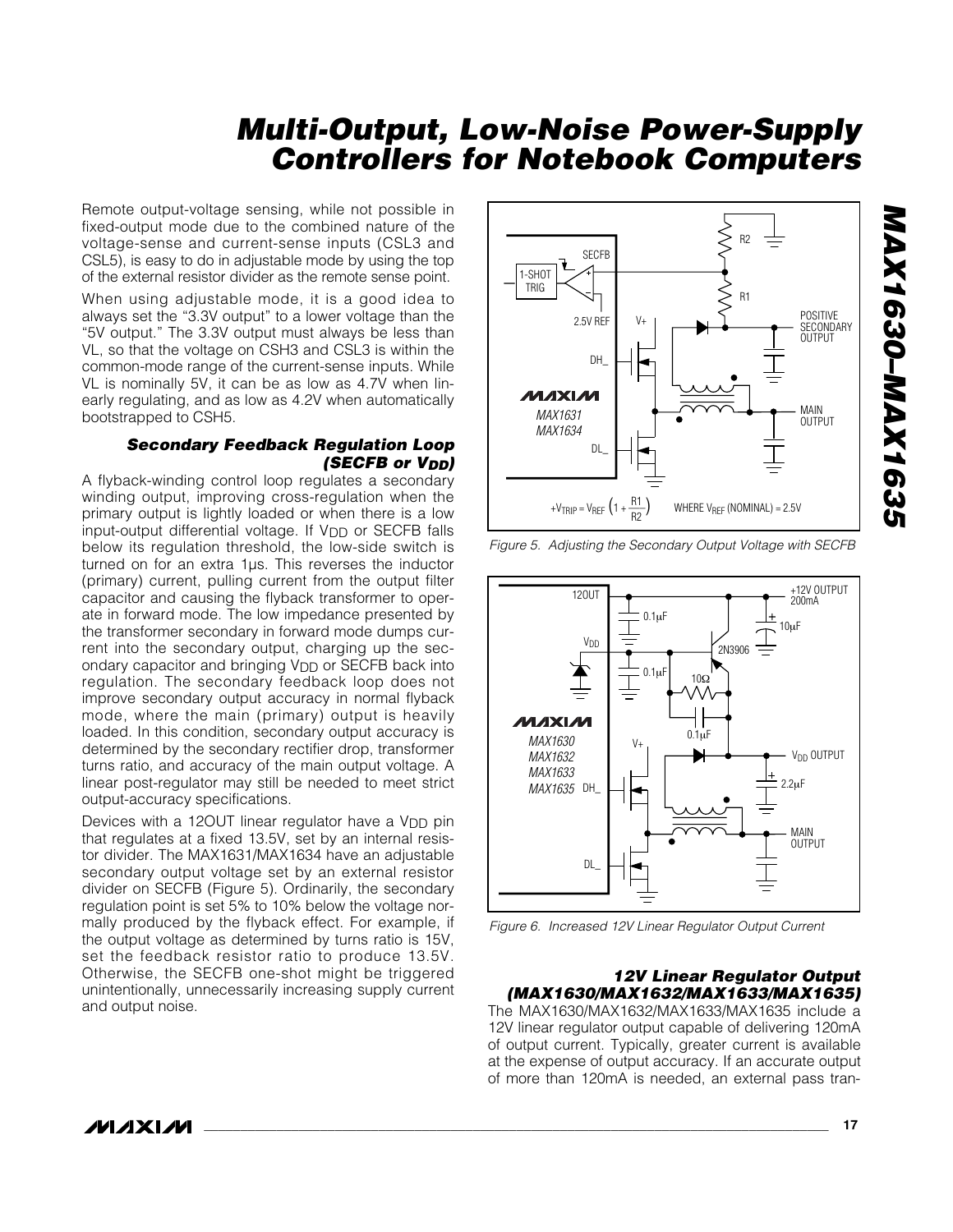Remote output-voltage sensing, while not possible in fixed-output mode due to the combined nature of the voltage-sense and current-sense inputs (CSL3 and CSL5), is easy to do in adjustable mode by using the top of the external resistor divider as the remote sense point.

When using adjustable mode, it is a good idea to always set the "3.3V output" to a lower voltage than the "5V output." The 3.3V output must always be less than VL, so that the voltage on CSH3 and CSL3 is within the common-mode range of the current-sense inputs. While VL is nominally 5V, it can be as low as 4.7V when linearly regulating, and as low as 4.2V when automatically bootstrapped to CSH5.

### Secondary Feedback Regulation Loop (SECFB or $V_{DD}$)

A flyback-winding control loop regulates a secondary winding output, improving cross-regulation when the primary output is lightly loaded or when there is a low input-output differential voltage. If $V_{DD}$ or SECFB falls below its regulation threshold, the low-side switch is turned on for an extra 1µs. This reverses the inductor (primary) current, pulling current from the output filter capacitor and causing the flyback transformer to operate in forward mode. The low impedance presented by the transformer secondary in forward mode dumps current into the secondary output, charging up the secondary capacitor and bringing $V_{DD}$ or SECFB back into regulation. The secondary feedback loop does not improve secondary output accuracy in normal flyback mode, where the main (primary) output is heavily loaded. In this condition, secondary output accuracy is determined by the secondary rectifier drop, transformer turns ratio, and accuracy of the main output voltage. A linear post-regulator may still be needed to meet strict output-accuracy specifications.

Devices with a 12OUT linear regulator have a $V_{DD}$ pin that regulates at a fixed 13.5V, set by an internal resistor divider. The MAX1631/MAX1634 have an adjustable secondary output voltage set by an external resistor divider on SECFB (Figure 5). Ordinarily, the secondary regulation point is set 5% to 10% below the voltage normally produced by the flyback effect. For example, if the output voltage as determined by turns ratio is 15V, set the feedback resistor ratio to produce 13.5V. Otherwise, the SECFB one-shot might be triggered unintentionally, unnecessarily increasing supply current and output noise.

$$+V_{TRIP} = V_{REF}\left(1 + \frac{R1}{R2}\right) \quad \text{WHERE } V_{REF}\text{ (NOMINAL)} = 2.5V$$

Figure 5. Adjusting the Secondary Output Voltage with SECFB

Figure 6. Increased 12V Linear Regulator Output Current

### 12V Linear Regulator Output (MAX1630/MAX1632/MAX1633/MAX1635)

The MAX1630/MAX1632/MAX1633/MAX1635 include a 12V linear regulator output capable of delivering 120mA of output current. Typically, greater current is available at the expense of output accuracy. If an accurate output of more than 120mA is needed, an external pass tran-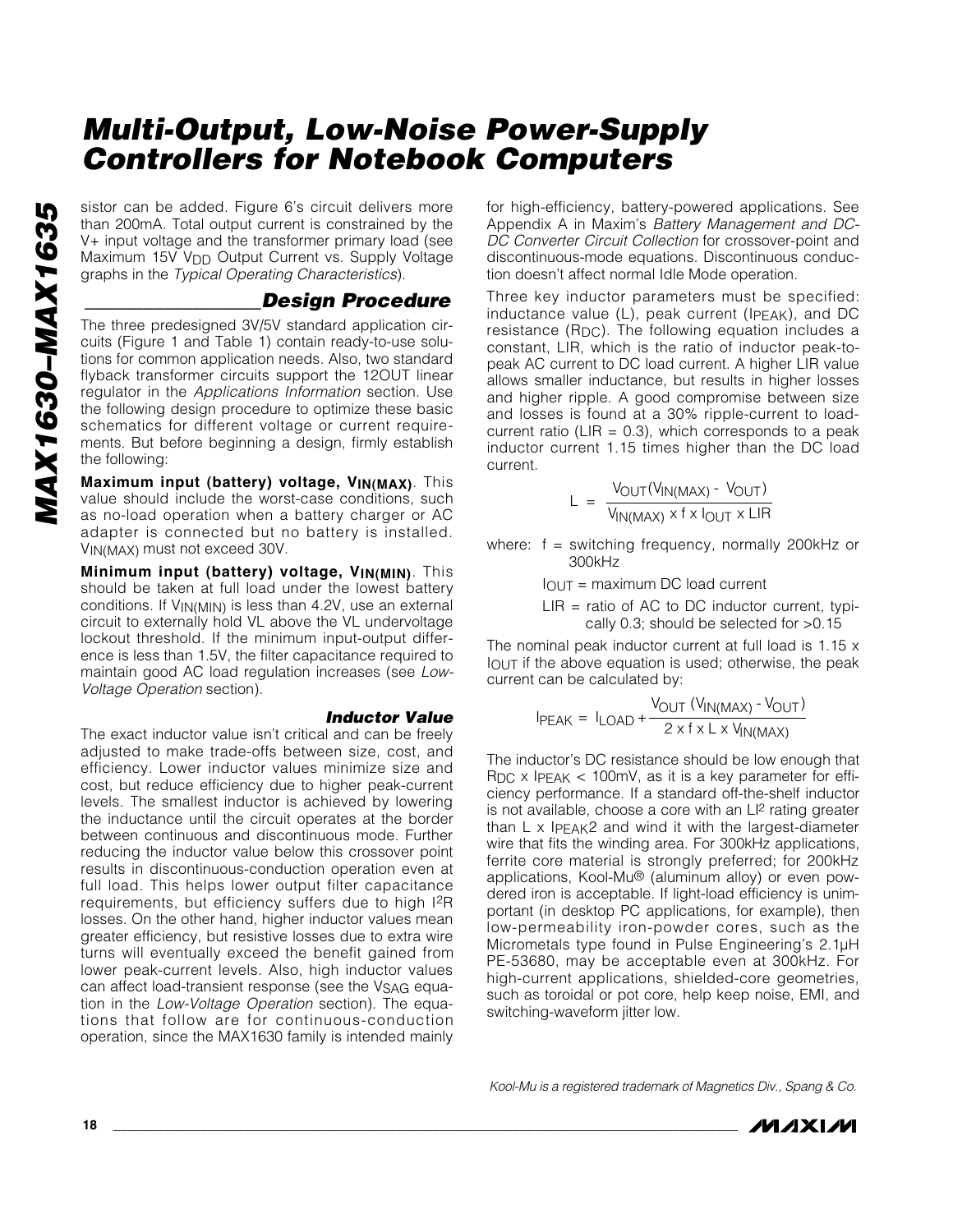sistor can be added. Figure 6's circuit delivers more than 200mA. Total output current is constrained by the V+ input voltage and the transformer primary load (see Maximum 15V $V_{DD}$ Output Current vs. Supply Voltage graphs in the *Typical Operating Characteristics*).

## Design Procedure

The three predesigned 3V/5V standard application circuits (Figure 1 and Table 1) contain ready-to-use solutions for common application needs. Also, two standard flyback transformer circuits support the 12OUT linear regulator in the *Applications Information* section. Use the following design procedure to optimize these basic schematics for different voltage or current requirements. But before beginning a design, firmly establish the following:

**Maximum input (battery) voltage, $V_{IN(MAX)}$**. This value should include the worst-case conditions, such as no-load operation when a battery charger or AC adapter is connected but no battery is installed. $V_{IN(MAX)}$ must not exceed 30V.

**Minimum input (battery) voltage, $V_{IN(MIN)}$**. This should be taken at full load under the lowest battery conditions. If $V_{IN(MIN)}$ is less than 4.2V, use an external circuit to externally hold VL above the VL undervoltage lockout threshold. If the minimum input-output difference is less than 1.5V, the filter capacitance required to maintain good AC load regulation increases (see *Low-Voltage Operation* section).

### Inductor Value

The exact inductor value isn't critical and can be freely adjusted to make trade-offs between size, cost, and efficiency. Lower inductor values minimize size and cost, but reduce efficiency due to higher peak-current levels. The smallest inductor is achieved by lowering the inductance until the circuit operates at the border between continuous and discontinuous mode. Further reducing the inductor value below this crossover point results in discontinuous-conduction operation even at full load. This helps lower output filter capacitance requirements, but efficiency suffers due to high $I^2R$ losses. On the other hand, higher inductor values mean greater efficiency, but resistive losses due to extra wire turns will eventually exceed the benefit gained from lower peak-current levels. Also, high inductor values can affect load-transient response (see the $V_{SAG}$ equation in the *Low-Voltage Operation* section). The equations that follow are for continuous-conduction operation, since the MAX1630 family is intended mainly for high-efficiency, battery-powered applications. See Appendix A in Maxim's *Battery Management and DC-DC Converter Circuit Collection* for crossover-point and discontinuous-mode equations. Discontinuous conduction doesn't affect normal Idle Mode operation.

Three key inductor parameters must be specified: inductance value (L), peak current ($I_{PEAK}$), and DC resistance ($R_{DC}$). The following equation includes a constant, LIR, which is the ratio of inductor peak-to-peak AC current to DC load current. A higher LIR value allows smaller inductance, but results in higher losses and higher ripple. A good compromise between size and losses is found at a 30% ripple-current to load-current ratio (LIR = 0.3), which corresponds to a peak inductor current 1.15 times higher than the DC load current.

$$L = \frac{V_{OUT}(V_{IN(MAX)} - V_{OUT})}{V_{IN(MAX)} \times f \times I_{OUT} \times LIR}$$

where: f = switching frequency, normally 200kHz or 300kHz

$I_{OUT}$ = maximum DC load current

LIR = ratio of AC to DC inductor current, typically 0.3; should be selected for >0.15

The nominal peak inductor current at full load is 1.15 x $I_{OUT}$ if the above equation is used; otherwise, the peak current can be calculated by:

$$I_{PEAK} = I_{LOAD} + \frac{V_{OUT}(V_{IN(MAX)} - V_{OUT})}{2 \times f \times L \times V_{IN(MAX)}}$$

The inductor's DC resistance should be low enough that $R_{DC} \times I_{PEAK} < 100mV$, as it is a key parameter for efficiency performance. If a standard off-the-shelf inductor is not available, choose a core with an $LI^2$ rating greater than $L \times I_{PEAK}^2$ and wind it with the largest-diameter wire that fits the winding area. For 300kHz applications, ferrite core material is strongly preferred; for 200kHz applications, Kool-Mu® (aluminum alloy) or even powdered iron is acceptable. If light-load efficiency is unimportant (in desktop PC applications, for example), then low-permeability iron-powder cores, such as the Micrometals type found in Pulse Engineering's 2.1µH PE-53680, may be acceptable even at 300kHz. For high-current applications, shielded-core geometries, such as toroidal or pot core, help keep noise, EMI, and switching-waveform jitter low.

*Kool-Mu is a registered trademark of Magnetics Div., Spang & Co.*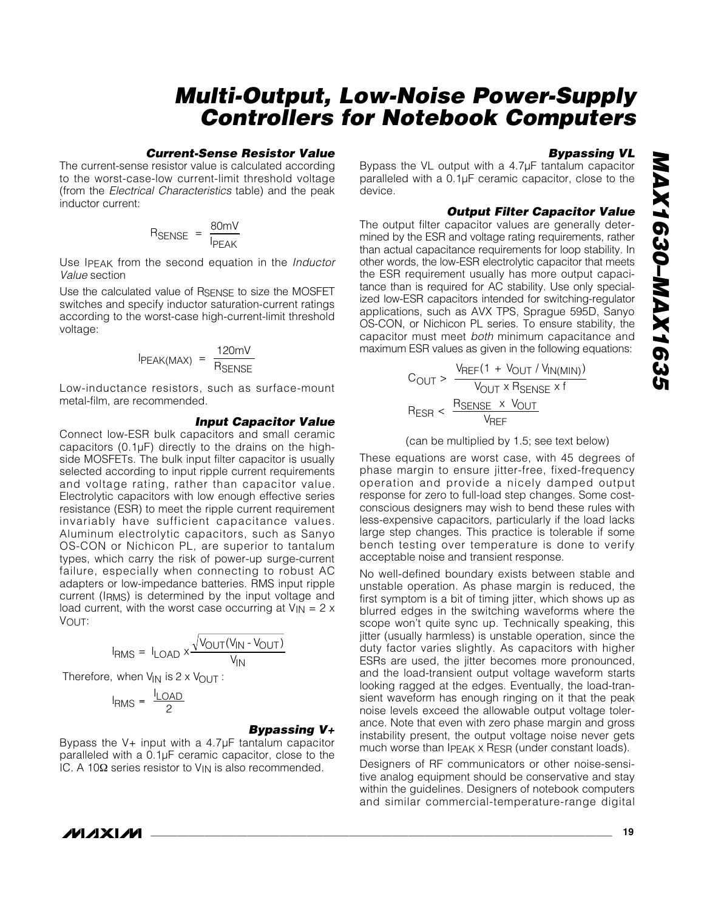### Current-Sense Resistor Value

The current-sense resistor value is calculated according to the worst-case-low current-limit threshold voltage (from the *Electrical Characteristics* table) and the peak inductor current:

$$R_{SENSE} = \frac{80mV}{I_{PEAK}}$$

Use $I_{PEAK}$ from the second equation in the *Inductor Value* section

Use the calculated value of $R_{SENSE}$ to size the MOSFET switches and specify inductor saturation-current ratings according to the worst-case high-current-limit threshold voltage:

$$I_{PEAK(MAX)} = \frac{120mV}{R_{SENSE}}$$

Low-inductance resistors, such as surface-mount metal-film, are recommended.

### Input Capacitor Value

Connect low-ESR bulk capacitors and small ceramic capacitors (0.1µF) directly to the drains on the high-side MOSFETs. The bulk input filter capacitor is usually selected according to input ripple current requirements and voltage rating, rather than capacitor value. Electrolytic capacitors with low enough effective series resistance (ESR) to meet the ripple current requirement invariably have sufficient capacitance values. Aluminum electrolytic capacitors, such as Sanyo OS-CON or Nichicon PL, are superior to tantalum types, which carry the risk of power-up surge-current failure, especially when connecting to robust AC adapters or low-impedance batteries. RMS input ripple current ($I_{RMS}$) is determined by the input voltage and load current, with the worst case occurring at $V_{IN} = 2 \times V_{OUT}$:

$$I_{RMS} = I_{LOAD} \times \frac{\sqrt{V_{OUT}(V_{IN} - V_{OUT})}}{V_{IN}}$$

Therefore, when $V_{IN}$ is $2 \times V_{OUT}$:

$$I_{RMS} = \frac{I_{LOAD}}{2}$$

### Bypassing V+

Bypass the V+ input with a 4.7µF tantalum capacitor paralleled with a 0.1µF ceramic capacitor, close to the IC. A 10Ω series resistor to $V_{IN}$ is also recommended.

### Bypassing VL

Bypass the VL output with a 4.7µF tantalum capacitor paralleled with a 0.1µF ceramic capacitor, close to the device.

### Output Filter Capacitor Value

The output filter capacitor values are generally determined by the ESR and voltage rating requirements, rather than actual capacitance requirements for loop stability. In other words, the low-ESR electrolytic capacitor that meets the ESR requirement usually has more output capacitance than is required for AC stability. Use only specialized low-ESR capacitors intended for switching-regulator applications, such as AVX TPS, Sprague 595D, Sanyo OS-CON, or Nichicon PL series. To ensure stability, the capacitor must meet *both* minimum capacitance and maximum ESR values as given in the following equations:

$$C_{OUT} > \frac{V_{REF}(1 + V_{OUT} / V_{IN(MIN)})}{V_{OUT} \times R_{SENSE} \times f}$$

$$R_{ESR} < \frac{R_{SENSE} \times V_{OUT}}{V_{REF}}$$

(can be multiplied by 1.5; see text below)

These equations are worst case, with 45 degrees of phase margin to ensure jitter-free, fixed-frequency operation and provide a nicely damped output response for zero to full-load step changes. Some cost-conscious designers may wish to bend these rules with less-expensive capacitors, particularly if the load lacks large step changes. This practice is tolerable if some bench testing over temperature is done to verify acceptable noise and transient response.

No well-defined boundary exists between stable and unstable operation. As phase margin is reduced, the first symptom is a bit of timing jitter, which shows up as blurred edges in the switching waveforms where the scope won't quite sync up. Technically speaking, this jitter (usually harmless) is unstable operation, since the duty factor varies slightly. As capacitors with higher ESRs are used, the jitter becomes more pronounced, and the load-transient output voltage waveform starts looking ragged at the edges. Eventually, the load-transient waveform has enough ringing on it that the peak noise levels exceed the allowable output voltage tolerance. Note that even with zero phase margin and gross instability present, the output voltage noise never gets much worse than $I_{PEAK} \times R_{ESR}$ (under constant loads).

Designers of RF communicators or other noise-sensitive analog equipment should be conservative and stay within the guidelines. Designers of notebook computers and similar commercial-temperature-range digital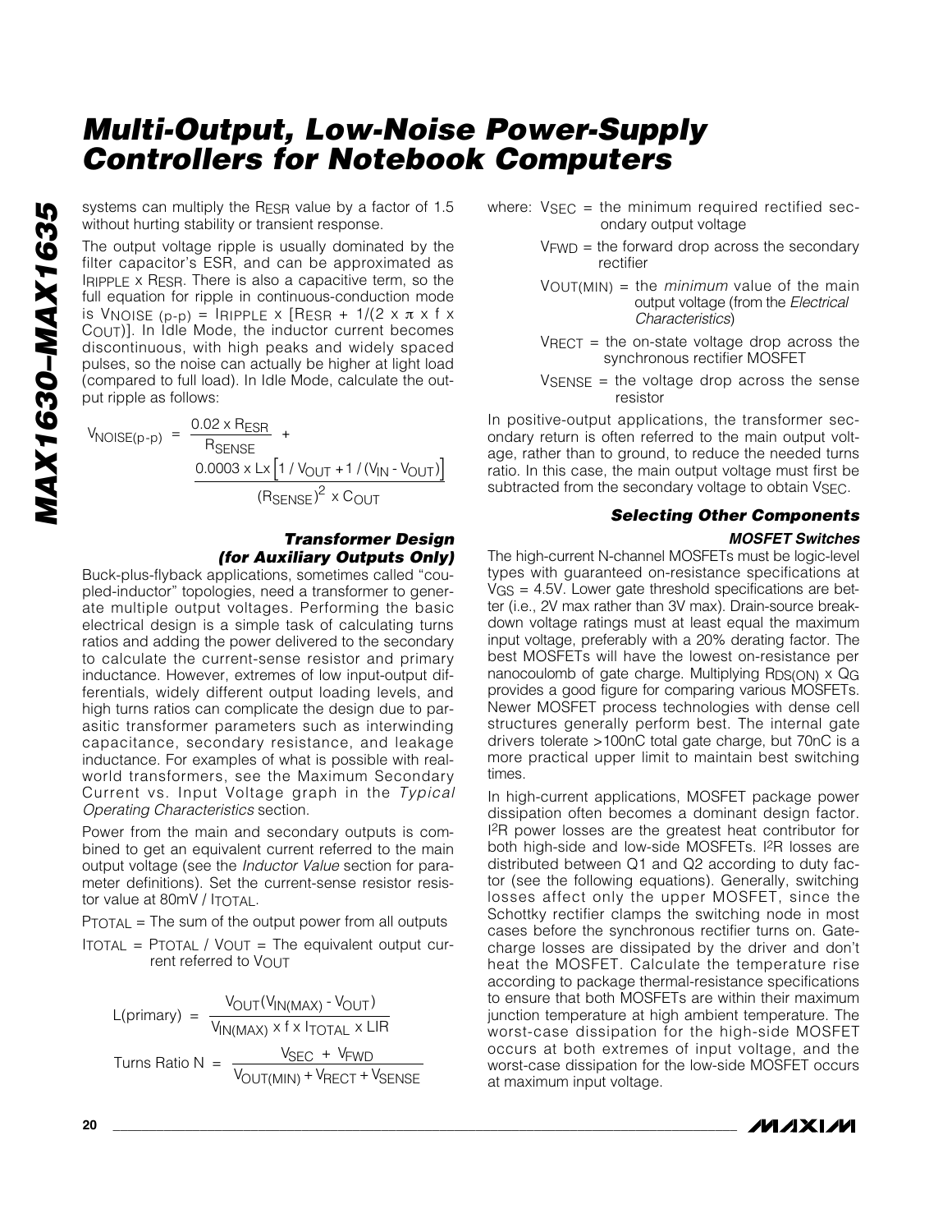systems can multiply the $R_{ESR}$ value by a factor of 1.5 without hurting stability or transient response.

The output voltage ripple is usually dominated by the filter capacitor's ESR, and can be approximated as $I_{RIPPLE} \times R_{ESR}$. There is also a capacitive term, so the full equation for ripple in continuous-conduction mode is $V_{NOISE\,(p\text{-}p)} = I_{RIPPLE} \times [R_{ESR} + 1/(2 \times \pi \times f \times C_{OUT})]$. In Idle Mode, the inductor current becomes discontinuous, with high peaks and widely spaced pulses, so the noise can actually be higher at light load (compared to full load). In Idle Mode, calculate the output ripple as follows:

$$V_{NOISE(p\text{-}p)} = \frac{0.02 \times R_{ESR}}{R_{SENSE}} + \frac{0.0003 \times L \times \left[1 / V_{OUT} + 1 / (V_{IN} - V_{OUT})\right]}{(R_{SENSE})^2 \times C_{OUT}}$$

### *Transformer Design (for Auxiliary Outputs Only)*

Buck-plus-flyback applications, sometimes called "coupled-inductor" topologies, need a transformer to generate multiple output voltages. Performing the basic electrical design is a simple task of calculating turns ratios and adding the power delivered to the secondary to calculate the current-sense resistor and primary inductance. However, extremes of low input-output differentials, widely different output loading levels, and high turns ratios can complicate the design due to parasitic transformer parameters such as interwinding capacitance, secondary resistance, and leakage inductance. For examples of what is possible with real-world transformers, see the Maximum Secondary Current vs. Input Voltage graph in the *Typical Operating Characteristics* section.

Power from the main and secondary outputs is combined to get an equivalent current referred to the main output voltage (see the *Inductor Value* section for parameter definitions). Set the current-sense resistor resistor value at $80mV / I_{TOTAL}$.

$P_{TOTAL}$ = The sum of the output power from all outputs

$I_{TOTAL} = P_{TOTAL} / V_{OUT}$ = The equivalent output current referred to $V_{OUT}$

$$L(\text{primary}) = \frac{V_{OUT}(V_{IN(MAX)} - V_{OUT})}{V_{IN(MAX)} \times f \times I_{TOTAL} \times LIR}$$

$$\text{Turns Ratio } N = \frac{V_{SEC} + V_{FWD}}{V_{OUT(MIN)} + V_{RECT} + V_{SENSE}}$$

where: $V_{SEC}$ = the minimum required rectified secondary output voltage

$V_{FWD}$ = the forward drop across the secondary rectifier

$V_{OUT(MIN)}$ = the *minimum* value of the main output voltage (from the *Electrical Characteristics*)

$V_{RECT}$ = the on-state voltage drop across the synchronous rectifier MOSFET

$V_{SENSE}$ = the voltage drop across the sense resistor

In positive-output applications, the transformer secondary return is often referred to the main output voltage, rather than to ground, to reduce the needed turns ratio. In this case, the main output voltage must first be subtracted from the secondary voltage to obtain $V_{SEC}$.

### *Selecting Other Components*

#### *MOSFET Switches*

The high-current N-channel MOSFETs must be logic-level types with guaranteed on-resistance specifications at $V_{GS}$ = 4.5V. Lower gate threshold specifications are better (i.e., 2V max rather than 3V max). Drain-source breakdown voltage ratings must at least equal the maximum input voltage, preferably with a 20% derating factor. The best MOSFETs will have the lowest on-resistance per nanocoulomb of gate charge. Multiplying $R_{DS(ON)} \times Q_G$ provides a good figure for comparing various MOSFETs. Newer MOSFET process technologies with dense cell structures generally perform best. The internal gate drivers tolerate >100nC total gate charge, but 70nC is a more practical upper limit to maintain best switching times.

In high-current applications, MOSFET package power dissipation often becomes a dominant design factor. $I^2R$ power losses are the greatest heat contributor for both high-side and low-side MOSFETs. $I^2R$ losses are distributed between Q1 and Q2 according to duty factor (see the following equations). Generally, switching losses affect only the upper MOSFET, since the Schottky rectifier clamps the switching node in most cases before the synchronous rectifier turns on. Gate-charge losses are dissipated by the driver and don't heat the MOSFET. Calculate the temperature rise according to package thermal-resistance specifications to ensure that both MOSFETs are within their maximum junction temperature at high ambient temperature. The worst-case dissipation for the high-side MOSFET occurs at both extremes of input voltage, and the worst-case dissipation for the low-side MOSFET occurs at maximum input voltage.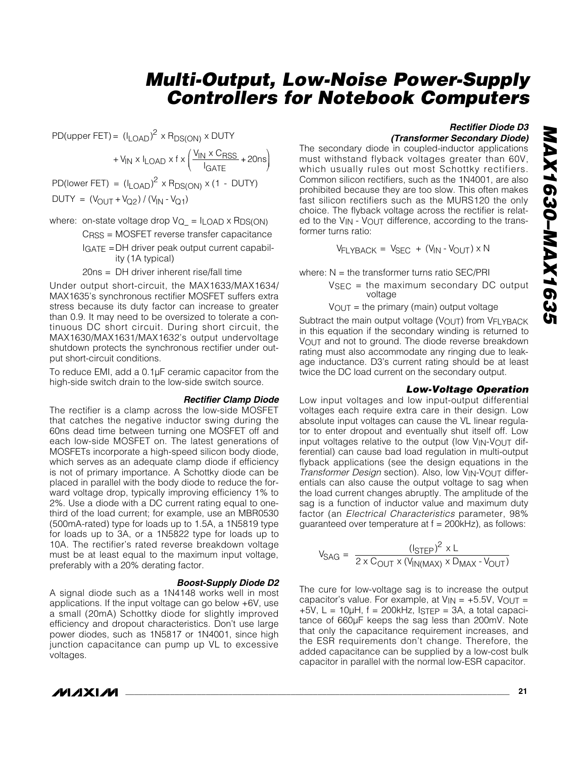$$PD(\text{upper FET}) = (I_{LOAD})^2 \times R_{DS(ON)} \times DUTY + V_{IN} \times I_{LOAD} \times f \times \left(\frac{V_{IN} \times C_{RSS}}{I_{GATE}} + 20ns\right)$$

$$PD(\text{lower FET}) = (I_{LOAD})^2 \times R_{DS(ON)} \times (1 - DUTY)$$

$$DUTY = (V_{OUT} + V_{Q2}) / (V_{IN} - V_{Q1})$$

where: on-state voltage drop $V_{Q\_} = I_{LOAD} \times R_{DS(ON)}$

$C_{RSS}$ = MOSFET reverse transfer capacitance

$I_{GATE}$ = DH driver peak output current capability (1A typical)

20ns = DH driver inherent rise/fall time

Under output short-circuit, the MAX1633/MAX1634/MAX1635's synchronous rectifier MOSFET suffers extra stress because its duty factor can increase to greater than 0.9. It may need to be oversized to tolerate a continuous DC short circuit. During short circuit, the MAX1630/MAX1631/MAX1632's output undervoltage shutdown protects the synchronous rectifier under output short-circuit conditions.

To reduce EMI, add a 0.1µF ceramic capacitor from the high-side switch drain to the low-side switch source.

### Rectifier Clamp Diode

The rectifier is a clamp across the low-side MOSFET that catches the negative inductor swing during the 60ns dead time between turning one MOSFET off and each low-side MOSFET on. The latest generations of MOSFETs incorporate a high-speed silicon body diode, which serves as an adequate clamp diode if efficiency is not of primary importance. A Schottky diode can be placed in parallel with the body diode to reduce the forward voltage drop, typically improving efficiency 1% to 2%. Use a diode with a DC current rating equal to one-third of the load current; for example, use an MBR0530 (500mA-rated) type for loads up to 1.5A, a 1N5819 type for loads up to 3A, or a 1N5822 type for loads up to 10A. The rectifier's rated reverse breakdown voltage must be at least equal to the maximum input voltage, preferably with a 20% derating factor.

### Boost-Supply Diode D2

A signal diode such as a 1N4148 works well in most applications. If the input voltage can go below +6V, use a small (20mA) Schottky diode for slightly improved efficiency and dropout characteristics. Don't use large power diodes, such as 1N5817 or 1N4001, since high junction capacitance can pump up VL to excessive voltages.

### Rectifier Diode D3 (Transformer Secondary Diode)

The secondary diode in coupled-inductor applications must withstand flyback voltages greater than 60V, which usually rules out most Schottky rectifiers. Common silicon rectifiers, such as the 1N4001, are also prohibited because they are too slow. This often makes fast silicon rectifiers such as the MURS120 the only choice. The flyback voltage across the rectifier is related to the $V_{IN}$ - $V_{OUT}$ difference, according to the transformer turns ratio:

$$V_{FLYBACK} = V_{SEC} + (V_{IN} - V_{OUT}) \times N$$

where: N = the transformer turns ratio SEC/PRI

$V_{SEC}$ = the maximum secondary DC output voltage

$V_{OUT}$ = the primary (main) output voltage

Subtract the main output voltage ($V_{OUT}$) from $V_{FLYBACK}$ in this equation if the secondary winding is returned to $V_{OUT}$ and not to ground. The diode reverse breakdown rating must also accommodate any ringing due to leakage inductance. D3's current rating should be at least twice the DC load current on the secondary output.

### Low-Voltage Operation

Low input voltages and low input-output differential voltages each require extra care in their design. Low absolute input voltages can cause the VL linear regulator to enter dropout and eventually shut itself off. Low input voltages relative to the output (low $V_{IN}$-$V_{OUT}$ differential) can cause bad load regulation in multi-output flyback applications (see the design equations in the *Transformer Design* section). Also, low $V_{IN}$-$V_{OUT}$ differentials can also cause the output voltage to sag when the load current changes abruptly. The amplitude of the sag is a function of inductor value and maximum duty factor (an *Electrical Characteristics* parameter, 98% guaranteed over temperature at f = 200kHz), as follows:

$$V_{SAG} = \frac{(I_{STEP})^2 \times L}{2 \times C_{OUT} \times (V_{IN(MAX)} \times D_{MAX} - V_{OUT})}$$

The cure for low-voltage sag is to increase the output capacitor's value. For example, at $V_{IN}$ = +5.5V, $V_{OUT}$ = +5V, L = 10µH, f = 200kHz, $I_{STEP}$ = 3A, a total capacitance of 660µF keeps the sag less than 200mV. Note that only the capacitance requirement increases, and the ESR requirements don't change. Therefore, the added capacitance can be supplied by a low-cost bulk capacitor in parallel with the normal low-ESR capacitor.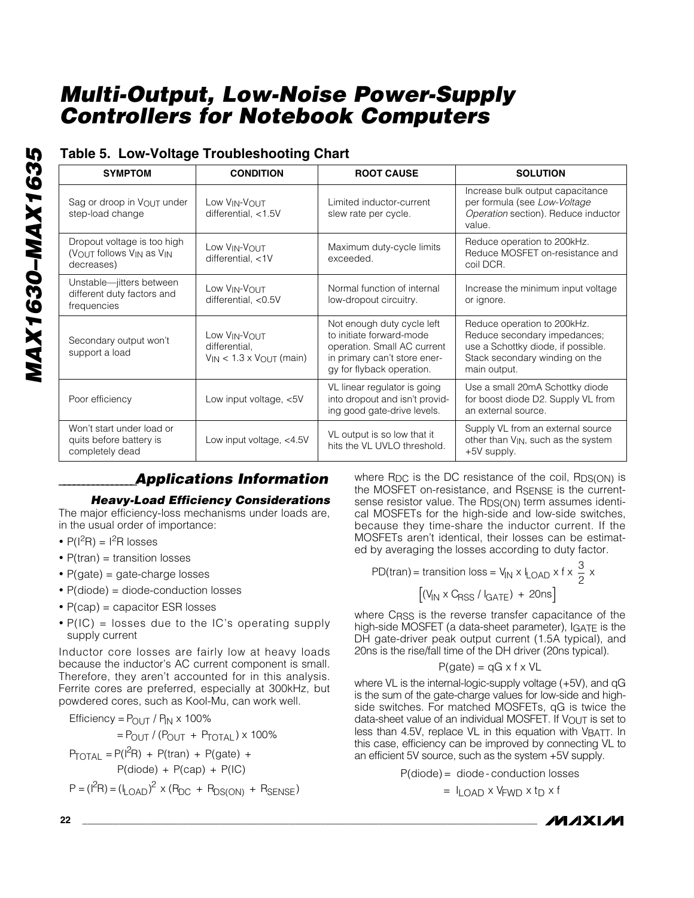## Table 5. Low-Voltage Troubleshooting Chart

| SYMPTOM | CONDITION | ROOT CAUSE | SOLUTION |
|---|---|---|---|
| Sag or droop in $V_{OUT}$ under step-load change | Low $V_{IN}$-$V_{OUT}$ differential, <1.5V | Limited inductor-current slew rate per cycle. | Increase bulk output capacitance per formula (see *Low-Voltage Operation* section). Reduce inductor value. |
| Dropout voltage is too high ($V_{OUT}$ follows $V_{IN}$ as $V_{IN}$ decreases) | Low $V_{IN}$-$V_{OUT}$ differential, <1V | Maximum duty-cycle limits exceeded. | Reduce operation to 200kHz. Reduce MOSFET on-resistance and coil DCR. |
| Unstable—jitters between different duty factors and frequencies | Low $V_{IN}$-$V_{OUT}$ differential, <0.5V | Normal function of internal low-dropout circuitry. | Increase the minimum input voltage or ignore. |
| Secondary output won't support a load | Low $V_{IN}$-$V_{OUT}$ differential, $V_{IN}$ < 1.3 x $V_{OUT}$ (main) | Not enough duty cycle left to initiate forward-mode operation. Small AC current in primary can't store energy for flyback operation. | Reduce operation to 200kHz. Reduce secondary impedances; use a Schottky diode, if possible. Stack secondary winding on the main output. |
| Poor efficiency | Low input voltage, <5V | VL linear regulator is going into dropout and isn't providing good gate-drive levels. | Use a small 20mA Schottky diode for boost diode D2. Supply VL from an external source. |
| Won't start under load or quits before battery is completely dead | Low input voltage, <4.5V | VL output is so low that it hits the VL UVLO threshold. | Supply VL from an external source other than $V_{IN}$, such as the system +5V supply. |

## Applications Information

### Heavy-Load Efficiency Considerations

The major efficiency-loss mechanisms under loads are, in the usual order of importance:

- $P(I^2R) = I^2R$ losses
- P(tran) = transition losses
- P(gate) = gate-charge losses
- P(diode) = diode-conduction losses
- P(cap) = capacitor ESR losses
- P(IC) = losses due to the IC's operating supply supply current

Inductor core losses are fairly low at heavy loads because the inductor's AC current component is small. Therefore, they aren't accounted for in this analysis. Ferrite cores are preferred, especially at 300kHz, but powdered cores, such as Kool-Mu, can work well.

$$\text{Efficiency} = P_{OUT} / P_{IN} \times 100\%$$

$$= P_{OUT} / (P_{OUT} + P_{TOTAL}) \times 100\%$$

$$P_{TOTAL} = P(I^2R) + P(\text{tran}) + P(\text{gate}) + P(\text{diode}) + P(\text{cap}) + P(\text{IC})$$

$$P = (I^2R) = (I_{LOAD})^2 \times (R_{DC} + R_{DS(ON)} + R_{SENSE})$$

where $R_{DC}$ is the DC resistance of the coil, $R_{DS(ON)}$ is the MOSFET on-resistance, and $R_{SENSE}$ is the current-sense resistor value. The $R_{DS(ON)}$ term assumes identical MOSFETs for the high-side and low-side switches, because they time-share the inductor current. If the MOSFETs aren't identical, their losses can be estimated by averaging the losses according to duty factor.

$$PD(\text{tran}) = \text{transition loss} = V_{IN} \times I_{LOAD} \times f \times \frac{3}{2} \times \left[(V_{IN} \times C_{RSS} / I_{GATE}) + 20\text{ns}\right]$$

where $C_{RSS}$ is the reverse transfer capacitance of the high-side MOSFET (a data-sheet parameter), $I_{GATE}$ is the DH gate-driver peak output current (1.5A typical), and 20ns is the rise/fall time of the DH driver (20ns typical).

$$P(\text{gate}) = qG \times f \times VL$$

where VL is the internal-logic-supply voltage (+5V), and qG is the sum of the gate-charge values for low-side and high-side switches. For matched MOSFETs, qG is twice the data-sheet value of an individual MOSFET. If $V_{OUT}$ is set to less than 4.5V, replace VL in this equation with $V_{BATT}$. In this case, efficiency can be improved by connecting VL to an efficient 5V source, such as the system +5V supply.

$$P(\text{diode}) = \text{diode-conduction losses}$$

$$= I_{LOAD} \times V_{FWD} \times t_D \times f$$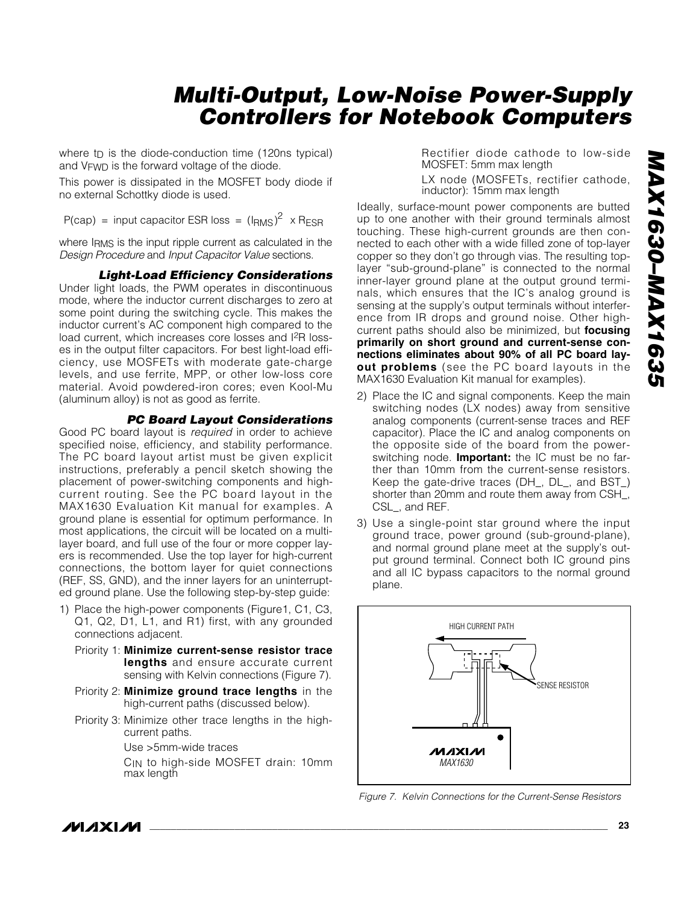where $t_D$ is the diode-conduction time (120ns typical) and $V_{FWD}$ is the forward voltage of the diode.

This power is dissipated in the MOSFET body diode if no external Schottky diode is used.

$$P(cap) = \text{input capacitor ESR loss} = (I_{RMS})^2 \times R_{ESR}$$

where $I_{RMS}$ is the input ripple current as calculated in the *Design Procedure* and *Input Capacitor Value* sections.

### Light-Load Efficiency Considerations

Under light loads, the PWM operates in discontinuous mode, where the inductor current discharges to zero at some point during the switching cycle. This makes the inductor current's AC component high compared to the load current, which increases core losses and $I^2R$ losses in the output filter capacitors. For best light-load efficiency, use MOSFETs with moderate gate-charge levels, and use ferrite, MPP, or other low-loss core material. Avoid powdered-iron cores; even Kool-Mu (aluminum alloy) is not as good as ferrite.

### PC Board Layout Considerations

Good PC board layout is *required* in order to achieve specified noise, efficiency, and stability performance. The PC board layout artist must be given explicit instructions, preferably a pencil sketch showing the placement of power-switching components and high-current routing. See the PC board layout in the MAX1630 Evaluation Kit manual for examples. A ground plane is essential for optimum performance. In most applications, the circuit will be located on a multi-layer board, and full use of the four or more copper layers is recommended. Use the top layer for high-current connections, the bottom layer for quiet connections (REF, SS, GND), and the inner layers for an uninterrupted ground plane. Use the following step-by-step guide:

1) Place the high-power components (Figure1, C1, C3, Q1, Q2, D1, L1, and R1) first, with any grounded connections adjacent.

   Priority 1: **Minimize current-sense resistor trace lengths** and ensure accurate current sensing with Kelvin connections (Figure 7).

   Priority 2: **Minimize ground trace lengths** in the high-current paths (discussed below).

   Priority 3: Minimize other trace lengths in the high-current paths.

   Use >5mm-wide traces

   $C_{IN}$ to high-side MOSFET drain: 10mm max length

   Rectifier diode cathode to low-side MOSFET: 5mm max length

   LX node (MOSFETs, rectifier cathode, inductor): 15mm max length

   Ideally, surface-mount power components are butted up to one another with their ground terminals almost touching. These high-current grounds are then connected to each other with a wide filled zone of top-layer copper so they don't go through vias. The resulting top-layer "sub-ground-plane" is connected to the normal inner-layer ground plane at the output ground terminals, which ensures that the IC's analog ground is sensing at the supply's output terminals without interference from IR drops and ground noise. Other high-current paths should also be minimized, but **focusing primarily on short ground and current-sense connections eliminates about 90% of all PC board layout problems** (see the PC board layouts in the MAX1630 Evaluation Kit manual for examples).

2) Place the IC and signal components. Keep the main switching nodes (LX nodes) away from sensitive analog components (current-sense traces and REF capacitor). Place the IC and analog components on the opposite side of the board from the power-switching node. **Important:** the IC must be no farther than 10mm from the current-sense resistors. Keep the gate-drive traces (DH_, DL_, and BST_) shorter than 20mm and route them away from CSH_, CSL_, and REF.

3) Use a single-point star ground where the input ground trace, power ground (sub-ground-plane), and normal ground plane meet at the supply's output ground terminal. Connect both IC ground pins and all IC bypass capacitors to the normal ground plane.

HIGH CURRENT PATH

SENSE RESISTOR

MAXIM MAX1630

*Figure 7. Kelvin Connections for the Current-Sense Resistors*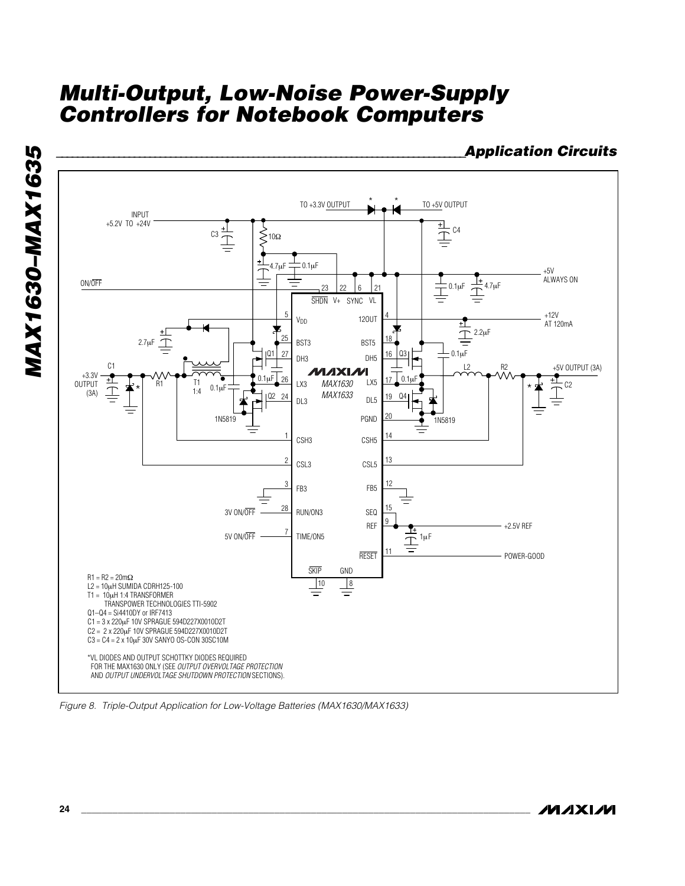## Application Circuits

R1 = R2 = 20mΩ
L2 = 10µH SUMIDA CDRH125-100
T1 = 10µH 1:4 TRANSFORMER
TRANSPOWER TECHNOLOGIES TTI-5902
Q1–Q4 = Si4410DY or IRF7413
C1 = 3 x 220µF 10V SPRAGUE 594D227X0010D2T
C2 = 2 x 220µF 10V SPRAGUE 594D227X0010D2T
C3 = C4 = 2 x 10µF 30V SANYO OS-CON 30SC10M

*VL DIODES AND OUTPUT SCHOTTKY DIODES REQUIRED FOR THE MAX1630 ONLY (SEE *OUTPUT OVERVOLTAGE PROTECTION* AND *OUTPUT UNDERVOLTAGE SHUTDOWN PROTECTION* SECTIONS).

*Figure 8. Triple-Output Application for Low-Voltage Batteries (MAX1630/MAX1633)*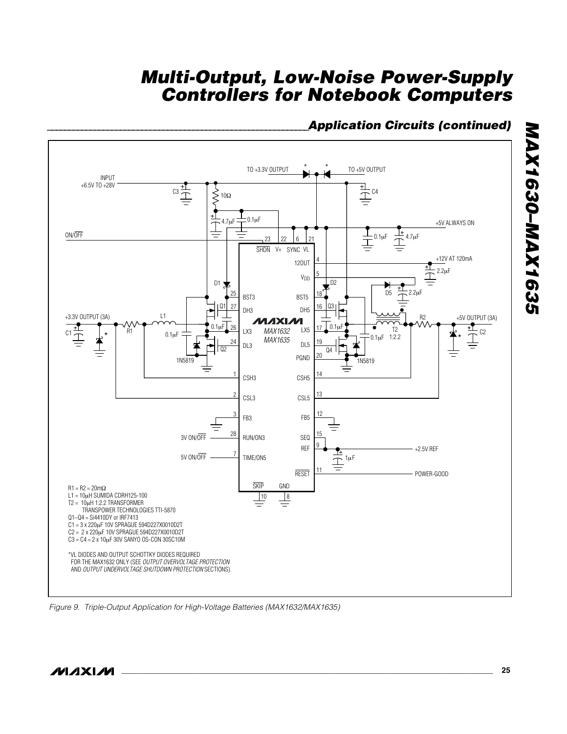## Application Circuits (continued)

R1 = R2 = 20mΩ
L1 = 10μH SUMIDA CDRH125-100
T2 = 10μH 1:2.2 TRANSFORMER
TRANSPOWER TECHNOLOGIES TTI-5870
Q1–Q4 = Si4410DY or IRF7413
C1 = 3 x 220μF 10V SPRAGUE 594D227X0010D2T
C2 = 2 x 220μF 10V SPRAGUE 594D227X0010D2T
C3 = C4 = 2 x 10μF 30V SANYO OS-CON 30SC10M

*VL DIODES AND OUTPUT SCHOTTKY DIODES REQUIRED FOR THE MAX1632 ONLY (SEE *OUTPUT OVERVOLTAGE PROTECTION* AND *OUTPUT UNDERVOLTAGE SHUTDOWN PROTECTION* SECTIONS).

*Figure 9. Triple-Output Application for High-Voltage Batteries (MAX1632/MAX1635)*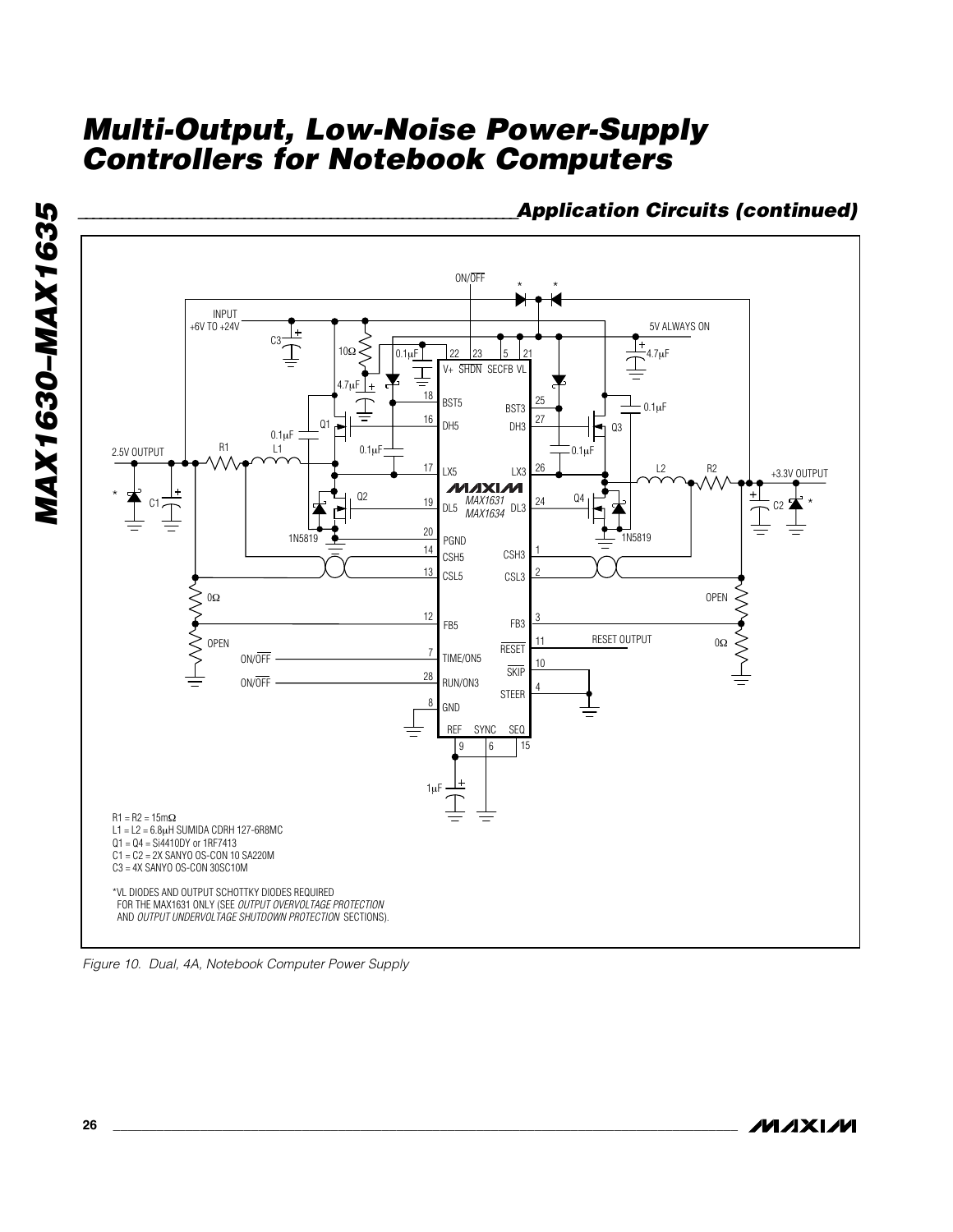## Application Circuits (continued)

R1 = R2 = 15mΩ
L1 = L2 = 6.8μH SUMIDA CDRH 127-6R8MC
Q1 = Q4 = Si4410DY or 1RF7413
C1 = C2 = 2X SANYO OS-CON 10 SA220M
C3 = 4X SANYO OS-CON 30SC10M

*VL DIODES AND OUTPUT SCHOTTKY DIODES REQUIRED FOR THE MAX1631 ONLY (SEE *OUTPUT OVERVOLTAGE PROTECTION* AND *OUTPUT UNDERVOLTAGE SHUTDOWN PROTECTION* SECTIONS).

*Figure 10. Dual, 4A, Notebook Computer Power Supply*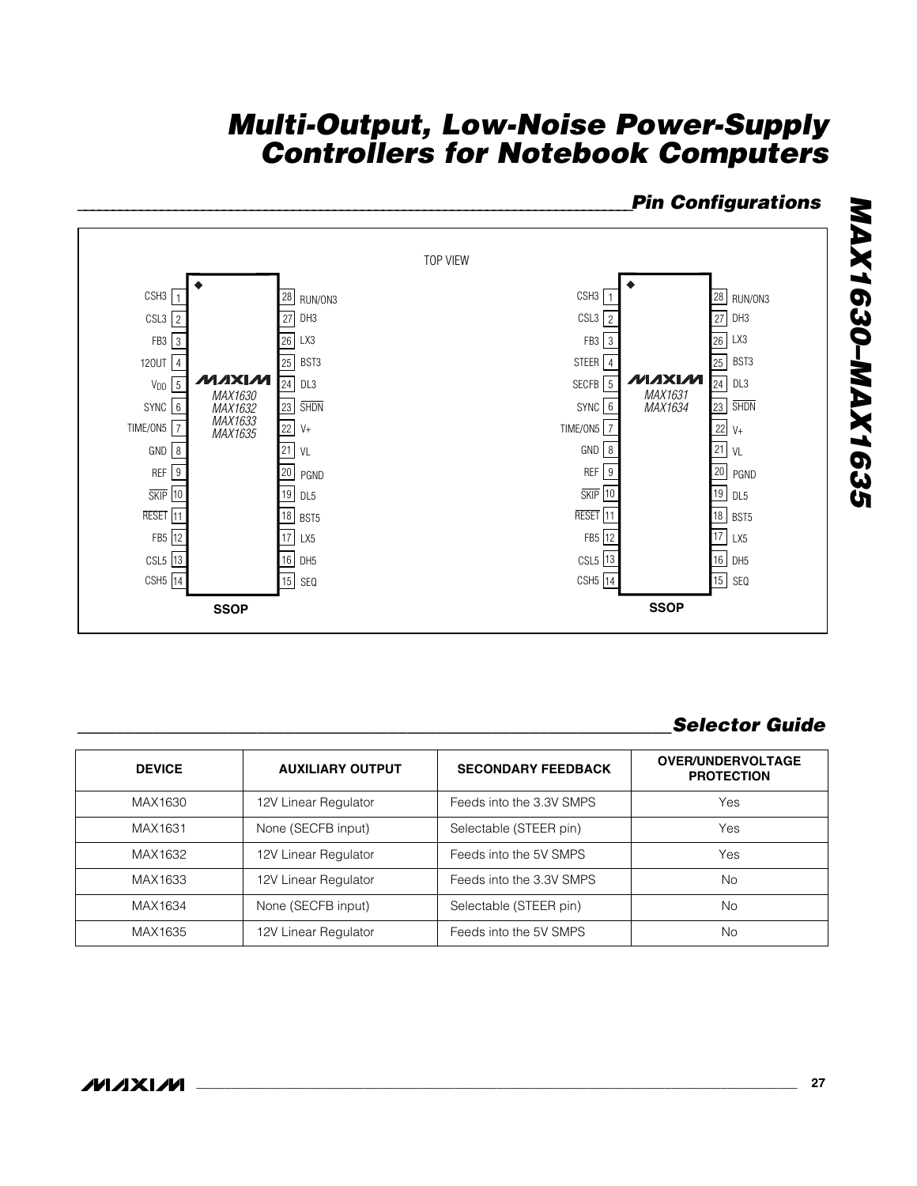## Pin Configurations

TOP VIEW

**MAX1630 / MAX1632 / MAX1633 / MAX1635 (SSOP)**

| Pin | Name | Pin | Name |
|---|---|---|---|
| 1 | CSH3 | 28 | RUN/ON3 |
| 2 | CSL3 | 27 | DH3 |
| 3 | FB3 | 26 | LX3 |
| 4 | 12OUT | 25 | BST3 |
| 5 | $V_{DD}$ | 24 | DL3 |
| 6 | SYNC | 23 | SHDN |
| 7 | TIME/ON5 | 22 | V+ |
| 8 | GND | 21 | VL |
| 9 | REF | 20 | PGND |
| 10 | SKIP | 19 | DL5 |
| 11 | RESET | 18 | BST5 |
| 12 | FB5 | 17 | LX5 |
| 13 | CSL5 | 16 | DH5 |
| 14 | CSH5 | 15 | SEQ |

**MAX1631 / MAX1634 (SSOP)**

| Pin | Name | Pin | Name |
|---|---|---|---|
| 1 | CSH3 | 28 | RUN/ON3 |
| 2 | CSL3 | 27 | DH3 |
| 3 | FB3 | 26 | LX3 |
| 4 | STEER | 25 | BST3 |
| 5 | SECFB | 24 | DL3 |
| 6 | SYNC | 23 | SHDN |
| 7 | TIME/ON5 | 22 | V+ |
| 8 | GND | 21 | VL |
| 9 | REF | 20 | PGND |
| 10 | SKIP | 19 | DL5 |
| 11 | RESET | 18 | BST5 |
| 12 | FB5 | 17 | LX5 |
| 13 | CSL5 | 16 | DH5 |
| 14 | CSH5 | 15 | SEQ |

## Selector Guide

| DEVICE | AUXILIARY OUTPUT | SECONDARY FEEDBACK | OVER/UNDERVOLTAGE PROTECTION |
|---|---|---|---|
| MAX1630 | 12V Linear Regulator | Feeds into the 3.3V SMPS | Yes |
| MAX1631 | None (SECFB input) | Selectable (STEER pin) | Yes |
| MAX1632 | 12V Linear Regulator | Feeds into the 5V SMPS | Yes |
| MAX1633 | 12V Linear Regulator | Feeds into the 3.3V SMPS | No |
| MAX1634 | None (SECFB input) | Selectable (STEER pin) | No |
| MAX1635 | 12V Linear Regulator | Feeds into the 5V SMPS | No |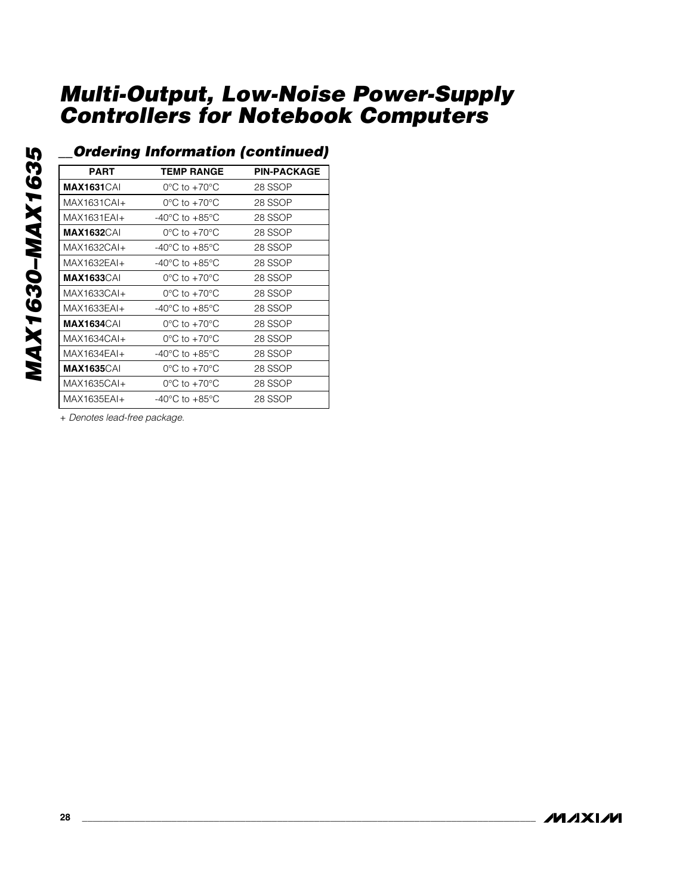## Ordering Information (continued)

| PART | TEMP RANGE | PIN-PACKAGE |
|---|---|---|
| **MAX1631**CAI | 0°C to +70°C | 28 SSOP |
| MAX1631CAI+ | 0°C to +70°C | 28 SSOP |
| MAX1631EAI+ | -40°C to +85°C | 28 SSOP |
| **MAX1632**CAI | 0°C to +70°C | 28 SSOP |
| MAX1632CAI+ | -40°C to +85°C | 28 SSOP |
| MAX1632EAI+ | -40°C to +85°C | 28 SSOP |
| **MAX1633**CAI | 0°C to +70°C | 28 SSOP |
| MAX1633CAI+ | 0°C to +70°C | 28 SSOP |
| MAX1633EAI+ | -40°C to +85°C | 28 SSOP |
| **MAX1634**CAI | 0°C to +70°C | 28 SSOP |
| MAX1634CAI+ | 0°C to +70°C | 28 SSOP |
| MAX1634EAI+ | -40°C to +85°C | 28 SSOP |
| **MAX1635**CAI | 0°C to +70°C | 28 SSOP |
| MAX1635CAI+ | 0°C to +70°C | 28 SSOP |
| MAX1635EAI+ | -40°C to +85°C | 28 SSOP |

*+ Denotes lead-free package.*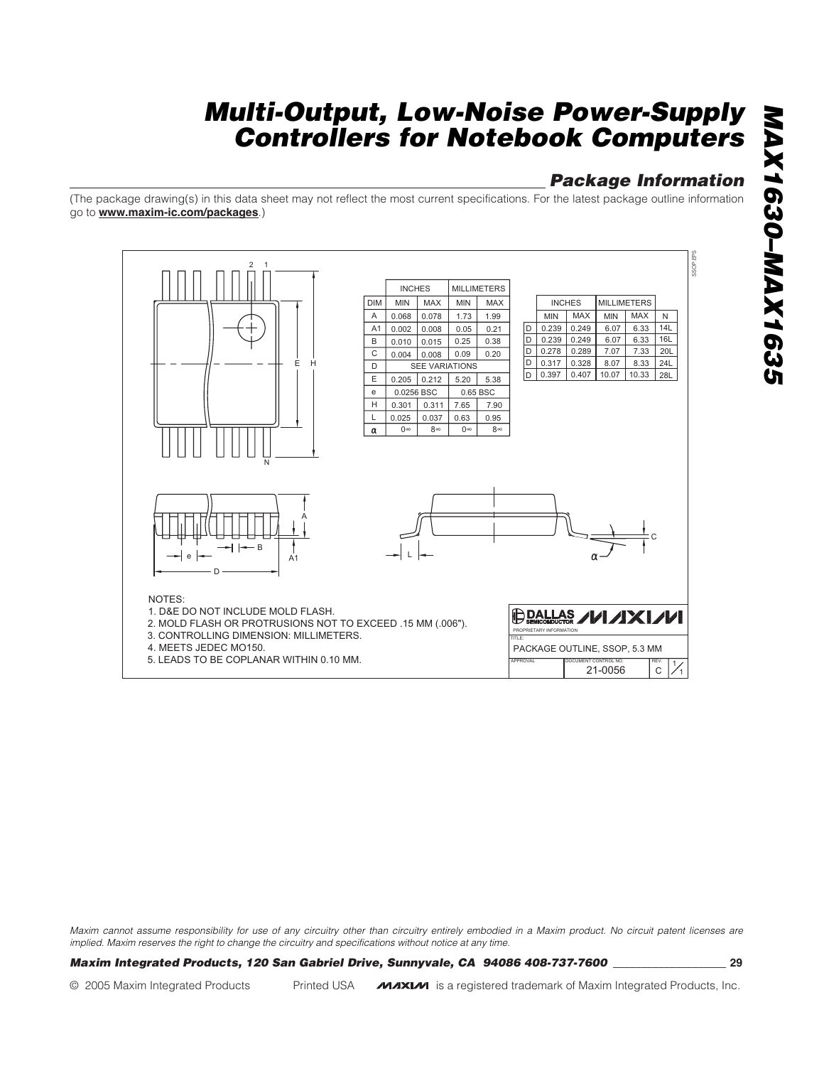## Package Information

(The package drawing(s) in this data sheet may not reflect the most current specifications. For the latest package outline information go to **www.maxim-ic.com/packages**.)

| DIM | INCHES MIN | INCHES MAX | MILLIMETERS MIN | MILLIMETERS MAX |
|---|---|---|---|---|
| A | 0.068 | 0.078 | 1.73 | 1.99 |
| A1 | 0.002 | 0.008 | 0.05 | 0.21 |
| B | 0.010 | 0.015 | 0.25 | 0.38 |
| C | 0.004 | 0.008 | 0.09 | 0.20 |
| D | SEE VARIATIONS | | | |
| E | 0.205 | 0.212 | 5.20 | 5.38 |
| e | 0.0256 BSC | | 0.65 BSC | |
| H | 0.301 | 0.311 | 7.65 | 7.90 |
| L | 0.025 | 0.037 | 0.63 | 0.95 |
| α | 0∞ | 8∞ | 0∞ | 8∞ |

| | INCHES MIN | INCHES MAX | MILLIMETERS MIN | MILLIMETERS MAX | N |
|---|---|---|---|---|---|
| D | 0.239 | 0.249 | 6.07 | 6.33 | 14L |
| D | 0.239 | 0.249 | 6.07 | 6.33 | 16L |
| D | 0.278 | 0.289 | 7.07 | 7.33 | 20L |
| D | 0.317 | 0.328 | 8.07 | 8.33 | 24L |
| D | 0.397 | 0.407 | 10.07 | 10.33 | 28L |

NOTES:
1. D&E DO NOT INCLUDE MOLD FLASH.
2. MOLD FLASH OR PROTRUSIONS NOT TO EXCEED .15 MM (.006").
3. CONTROLLING DIMENSION: MILLIMETERS.
4. MEETS JEDEC MO150.
5. LEADS TO BE COPLANAR WITHIN 0.10 MM.

DALLAS SEMICONDUCTOR MAXIM

PROPRIETARY INFORMATION

TITLE: PACKAGE OUTLINE, SSOP, 5.3 MM

APPROVAL | DOCUMENT CONTROL NO. 21-0056 | REV. C | 1/1

*Maxim cannot assume responsibility for use of any circuitry other than circuitry entirely embodied in a Maxim product. No circuit patent licenses are implied. Maxim reserves the right to change the circuitry and specifications without notice at any time.*

***Maxim Integrated Products, 120 San Gabriel Drive, Sunnyvale, CA 94086 408-737-7600***

© 2005 Maxim Integrated Products Printed USA MAXIM is a registered trademark of Maxim Integrated Products, Inc.